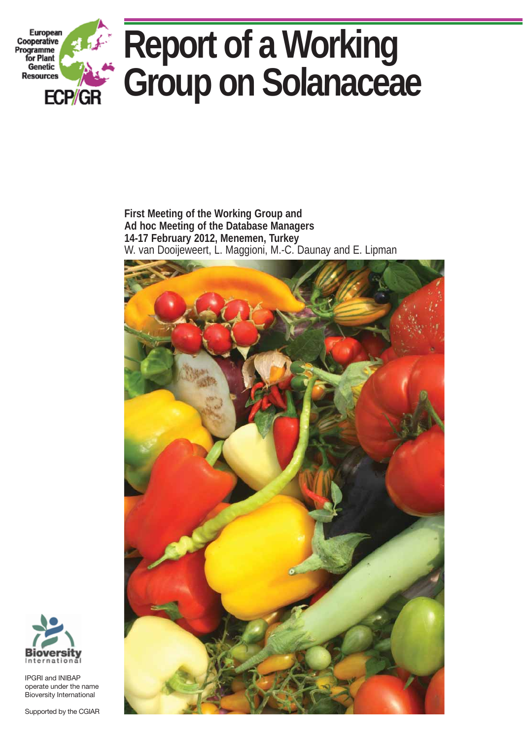European Cooperative Programme for Plant Genetic Resources

ECP/GR

# Report of a Working Group on Solanaceae

**First Meeting of the Working Group and**
**Ad hoc Meeting of the Database Managers**
**14-17 February 2012, Menemen, Turkey**
W. van Dooijeweert, L. Maggioni, M.-C. Daunay and E. Lipman

Bioversity International

IPGRI and INIBAP operate under the name Bioversity International

Supported by the CGIAR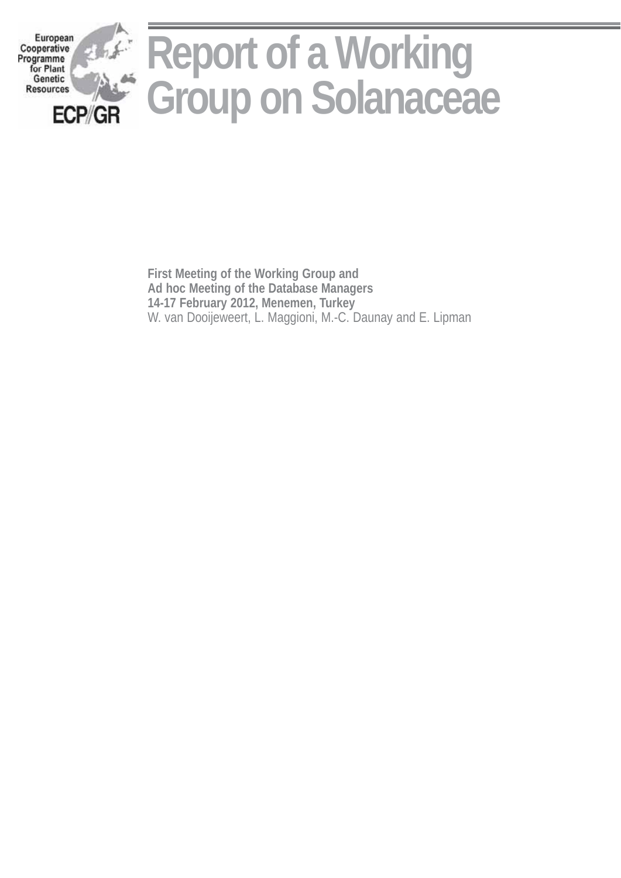European Cooperative Programme for Plant Genetic Resources

ECP/GR

# Report of a Working Group on Solanaceae

**First Meeting of the Working Group and**
**Ad hoc Meeting of the Database Managers**
**14-17 February 2012, Menemen, Turkey**

W. van Dooijeweert, L. Maggioni, M.-C. Daunay and E. Lipman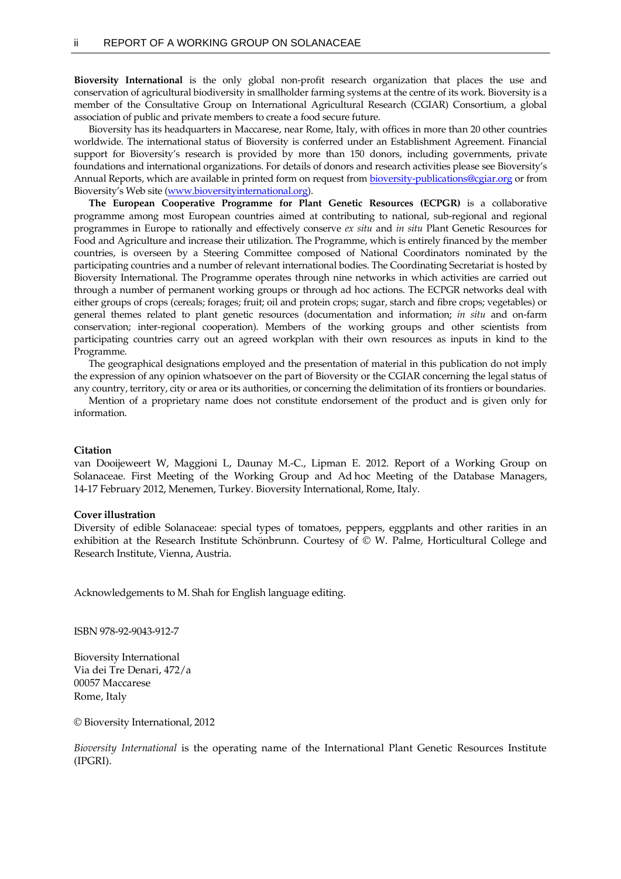**Bioversity International** is the only global non-profit research organization that places the use and conservation of agricultural biodiversity in smallholder farming systems at the centre of its work. Bioversity is a member of the Consultative Group on International Agricultural Research (CGIAR) Consortium, a global association of public and private members to create a food secure future.

Bioversity has its headquarters in Maccarese, near Rome, Italy, with offices in more than 20 other countries worldwide. The international status of Bioversity is conferred under an Establishment Agreement. Financial support for Bioversity's research is provided by more than 150 donors, including governments, private foundations and international organizations. For details of donors and research activities please see Bioversity's Annual Reports, which are available in printed form on request from bioversity-publications@cgiar.org or from Bioversity's Web site (www.bioversityinternational.org).

**The European Cooperative Programme for Plant Genetic Resources (ECPGR)** is a collaborative programme among most European countries aimed at contributing to national, sub-regional and regional programmes in Europe to rationally and effectively conserve *ex situ* and *in situ* Plant Genetic Resources for Food and Agriculture and increase their utilization. The Programme, which is entirely financed by the member countries, is overseen by a Steering Committee composed of National Coordinators nominated by the participating countries and a number of relevant international bodies. The Coordinating Secretariat is hosted by Bioversity International. The Programme operates through nine networks in which activities are carried out through a number of permanent working groups or through ad hoc actions. The ECPGR networks deal with either groups of crops (cereals; forages; fruit; oil and protein crops; sugar, starch and fibre crops; vegetables) or general themes related to plant genetic resources (documentation and information; *in situ* and on-farm conservation; inter-regional cooperation). Members of the working groups and other scientists from participating countries carry out an agreed workplan with their own resources as inputs in kind to the Programme.

The geographical designations employed and the presentation of material in this publication do not imply the expression of any opinion whatsoever on the part of Bioversity or the CGIAR concerning the legal status of any country, territory, city or area or its authorities, or concerning the delimitation of its frontiers or boundaries.

Mention of a proprietary name does not constitute endorsement of the product and is given only for information.

**Citation**

van Dooijeweert W, Maggioni L, Daunay M.-C., Lipman E. 2012. Report of a Working Group on Solanaceae. First Meeting of the Working Group and Ad hoc Meeting of the Database Managers, 14-17 February 2012, Menemen, Turkey. Bioversity International, Rome, Italy.

**Cover illustration**

Diversity of edible Solanaceae: special types of tomatoes, peppers, eggplants and other rarities in an exhibition at the Research Institute Schönbrunn. Courtesy of © W. Palme, Horticultural College and Research Institute, Vienna, Austria.

Acknowledgements to M. Shah for English language editing.

ISBN 978-92-9043-912-7

Bioversity International
Via dei Tre Denari, 472/a
00057 Maccarese
Rome, Italy

© Bioversity International, 2012

*Bioversity International* is the operating name of the International Plant Genetic Resources Institute (IPGRI).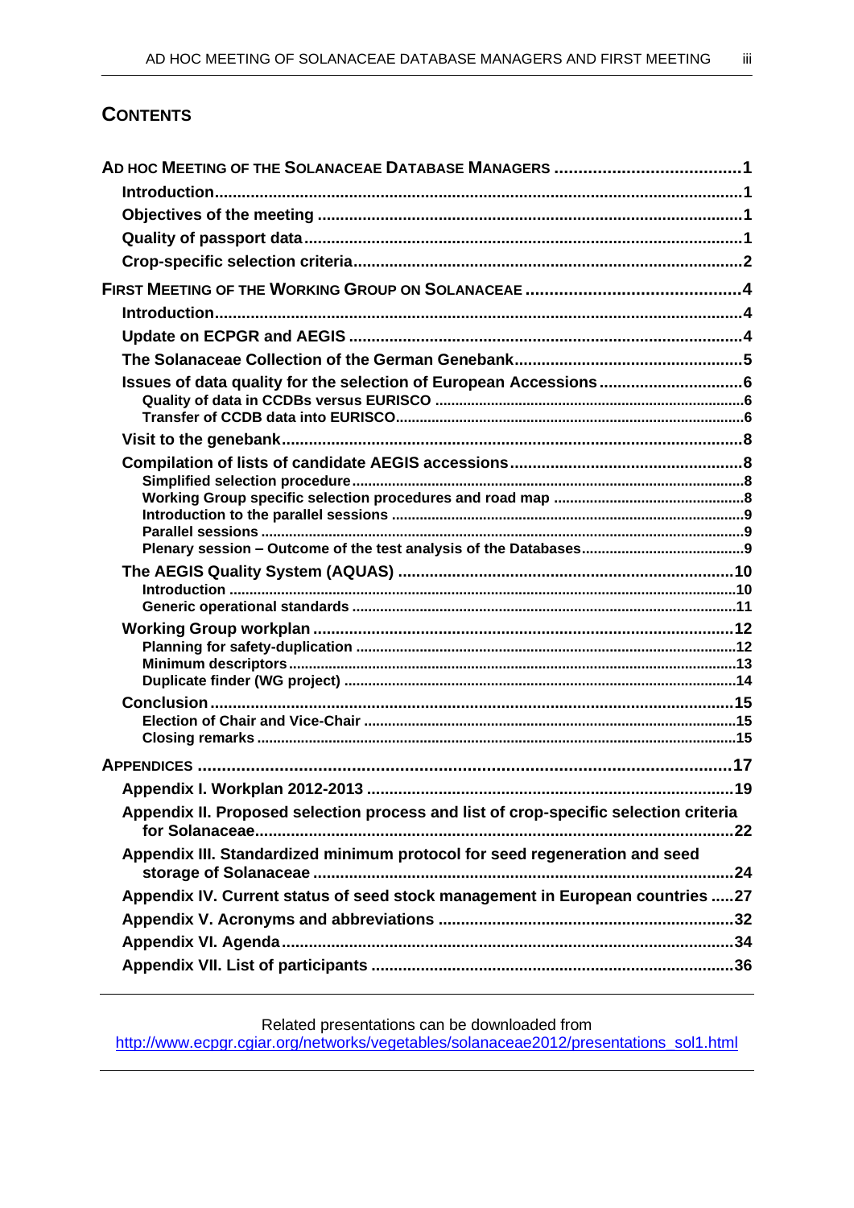# CONTENTS

**AD HOC MEETING OF THE SOLANACEAE DATABASE MANAGERS** ........................................ 1

- **Introduction** ........................................ 1
- **Objectives of the meeting** ........................................ 1
- **Quality of passport data** ........................................ 1
- **Crop-specific selection criteria** ........................................ 2

**FIRST MEETING OF THE WORKING GROUP ON SOLANACEAE** ........................................ 4

- **Introduction** ........................................ 4
- **Update on ECPGR and AEGIS** ........................................ 4
- **The Solanaceae Collection of the German Genebank** ........................................ 5
- **Issues of data quality for the selection of European Accessions** ........................................ 6
  - Quality of data in CCDBs versus EURISCO ........................................ 6
  - Transfer of CCDB data into EURISCO ........................................ 6
- **Visit to the genebank** ........................................ 8
- **Compilation of lists of candidate AEGIS accessions** ........................................ 8
  - Simplified selection procedure ........................................ 8
  - Working Group specific selection procedures and road map ........................................ 8
  - Introduction to the parallel sessions ........................................ 9
  - Parallel sessions ........................................ 9
  - Plenary session – Outcome of the test analysis of the Databases ........................................ 9
- **The AEGIS Quality System (AQUAS)** ........................................ 10
  - Introduction ........................................ 10
  - Generic operational standards ........................................ 11
- **Working Group workplan** ........................................ 12
  - Planning for safety-duplication ........................................ 12
  - Minimum descriptors ........................................ 13
  - Duplicate finder (WG project) ........................................ 14
- **Conclusion** ........................................ 15
  - Election of Chair and Vice-Chair ........................................ 15
  - Closing remarks ........................................ 15

**APPENDICES** ........................................ 17

- **Appendix I. Workplan 2012-2013** ........................................ 19
- **Appendix II. Proposed selection process and list of crop-specific selection criteria for Solanaceae** ........................................ 22
- **Appendix III. Standardized minimum protocol for seed regeneration and seed storage of Solanaceae** ........................................ 24
- **Appendix IV. Current status of seed stock management in European countries** ........................................ 27
- **Appendix V. Acronyms and abbreviations** ........................................ 32
- **Appendix VI. Agenda** ........................................ 34
- **Appendix VII. List of participants** ........................................ 36

---

Related presentations can be downloaded from
http://www.ecpgr.cgiar.org/networks/vegetables/solanaceae2012/presentations_sol1.html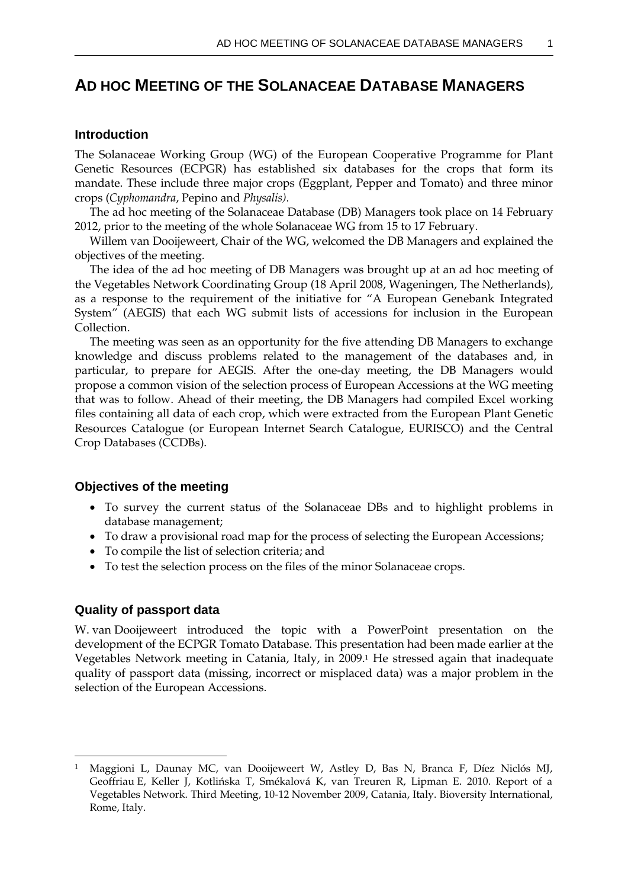# AD HOC MEETING OF THE SOLANACEAE DATABASE MANAGERS

## Introduction

The Solanaceae Working Group (WG) of the European Cooperative Programme for Plant Genetic Resources (ECPGR) has established six databases for the crops that form its mandate. These include three major crops (Eggplant, Pepper and Tomato) and three minor crops (*Cyphomandra*, Pepino and *Physalis).*

The ad hoc meeting of the Solanaceae Database (DB) Managers took place on 14 February 2012, prior to the meeting of the whole Solanaceae WG from 15 to 17 February.

Willem van Dooijeweert, Chair of the WG, welcomed the DB Managers and explained the objectives of the meeting.

The idea of the ad hoc meeting of DB Managers was brought up at an ad hoc meeting of the Vegetables Network Coordinating Group (18 April 2008, Wageningen, The Netherlands), as a response to the requirement of the initiative for "A European Genebank Integrated System" (AEGIS) that each WG submit lists of accessions for inclusion in the European Collection.

The meeting was seen as an opportunity for the five attending DB Managers to exchange knowledge and discuss problems related to the management of the databases and, in particular, to prepare for AEGIS. After the one-day meeting, the DB Managers would propose a common vision of the selection process of European Accessions at the WG meeting that was to follow. Ahead of their meeting, the DB Managers had compiled Excel working files containing all data of each crop, which were extracted from the European Plant Genetic Resources Catalogue (or European Internet Search Catalogue, EURISCO) and the Central Crop Databases (CCDBs).

## Objectives of the meeting

- To survey the current status of the Solanaceae DBs and to highlight problems in database management;
- To draw a provisional road map for the process of selecting the European Accessions;
- To compile the list of selection criteria; and
- To test the selection process on the files of the minor Solanaceae crops.

## Quality of passport data

W. van Dooijeweert introduced the topic with a PowerPoint presentation on the development of the ECPGR Tomato Database. This presentation had been made earlier at the Vegetables Network meeting in Catania, Italy, in 2009.[1] He stressed again that inadequate quality of passport data (missing, incorrect or misplaced data) was a major problem in the selection of the European Accessions.

---

[1] Maggioni L, Daunay MC, van Dooijeweert W, Astley D, Bas N, Branca F, Díez Niclós MJ, Geoffriau E, Keller J, Kotlińska T, Smékalová K, van Treuren R, Lipman E. 2010. Report of a Vegetables Network. Third Meeting, 10-12 November 2009, Catania, Italy. Bioversity International, Rome, Italy.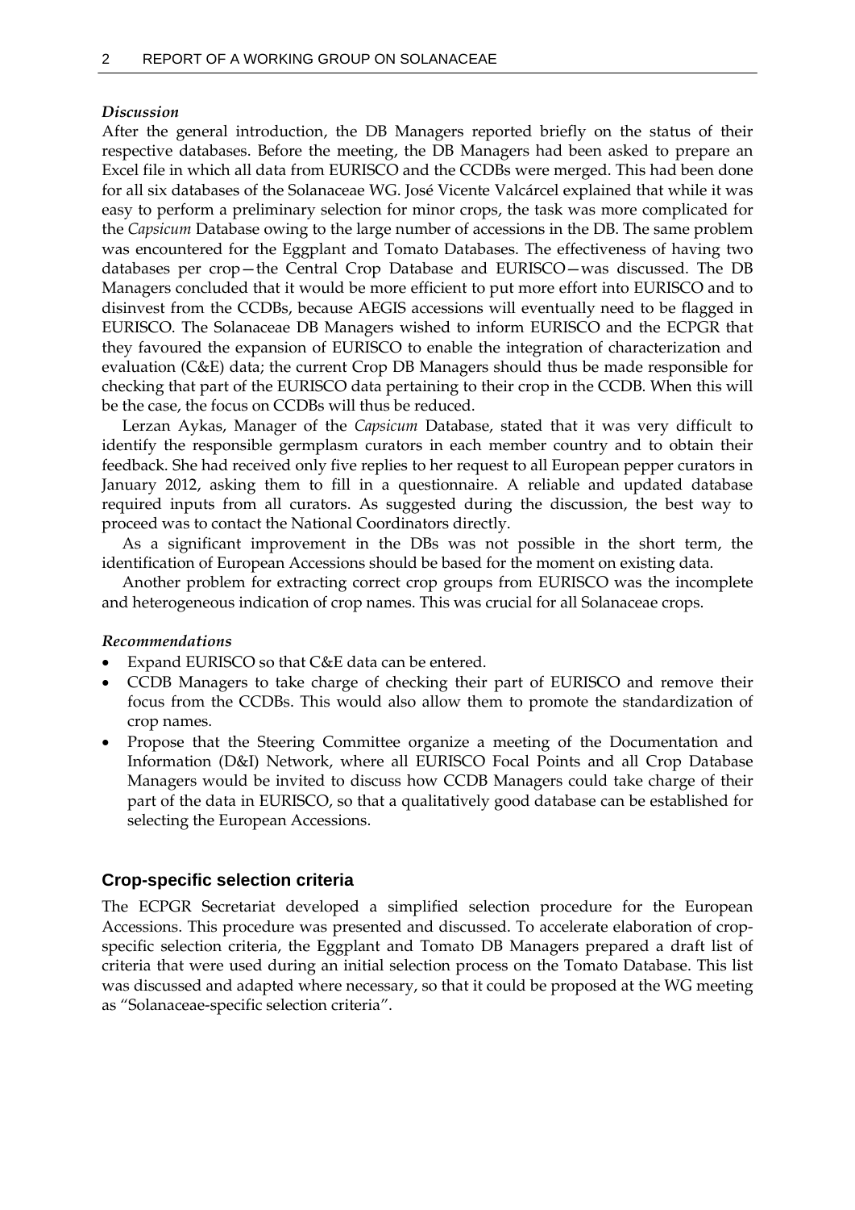*Discussion*

After the general introduction, the DB Managers reported briefly on the status of their respective databases. Before the meeting, the DB Managers had been asked to prepare an Excel file in which all data from EURISCO and the CCDBs were merged. This had been done for all six databases of the Solanaceae WG. José Vicente Valcárcel explained that while it was easy to perform a preliminary selection for minor crops, the task was more complicated for the *Capsicum* Database owing to the large number of accessions in the DB. The same problem was encountered for the Eggplant and Tomato Databases. The effectiveness of having two databases per crop—the Central Crop Database and EURISCO—was discussed. The DB Managers concluded that it would be more efficient to put more effort into EURISCO and to disinvest from the CCDBs, because AEGIS accessions will eventually need to be flagged in EURISCO. The Solanaceae DB Managers wished to inform EURISCO and the ECPGR that they favoured the expansion of EURISCO to enable the integration of characterization and evaluation (C&E) data; the current Crop DB Managers should thus be made responsible for checking that part of the EURISCO data pertaining to their crop in the CCDB. When this will be the case, the focus on CCDBs will thus be reduced.

Lerzan Aykas, Manager of the *Capsicum* Database, stated that it was very difficult to identify the responsible germplasm curators in each member country and to obtain their feedback. She had received only five replies to her request to all European pepper curators in January 2012, asking them to fill in a questionnaire. A reliable and updated database required inputs from all curators. As suggested during the discussion, the best way to proceed was to contact the National Coordinators directly.

As a significant improvement in the DBs was not possible in the short term, the identification of European Accessions should be based for the moment on existing data.

Another problem for extracting correct crop groups from EURISCO was the incomplete and heterogeneous indication of crop names. This was crucial for all Solanaceae crops.

*Recommendations*

- Expand EURISCO so that C&E data can be entered.
- CCDB Managers to take charge of checking their part of EURISCO and remove their focus from the CCDBs. This would also allow them to promote the standardization of crop names.
- Propose that the Steering Committee organize a meeting of the Documentation and Information (D&I) Network, where all EURISCO Focal Points and all Crop Database Managers would be invited to discuss how CCDB Managers could take charge of their part of the data in EURISCO, so that a qualitatively good database can be established for selecting the European Accessions.

### Crop-specific selection criteria

The ECPGR Secretariat developed a simplified selection procedure for the European Accessions. This procedure was presented and discussed. To accelerate elaboration of crop-specific selection criteria, the Eggplant and Tomato DB Managers prepared a draft list of criteria that were used during an initial selection process on the Tomato Database. This list was discussed and adapted where necessary, so that it could be proposed at the WG meeting as "Solanaceae-specific selection criteria".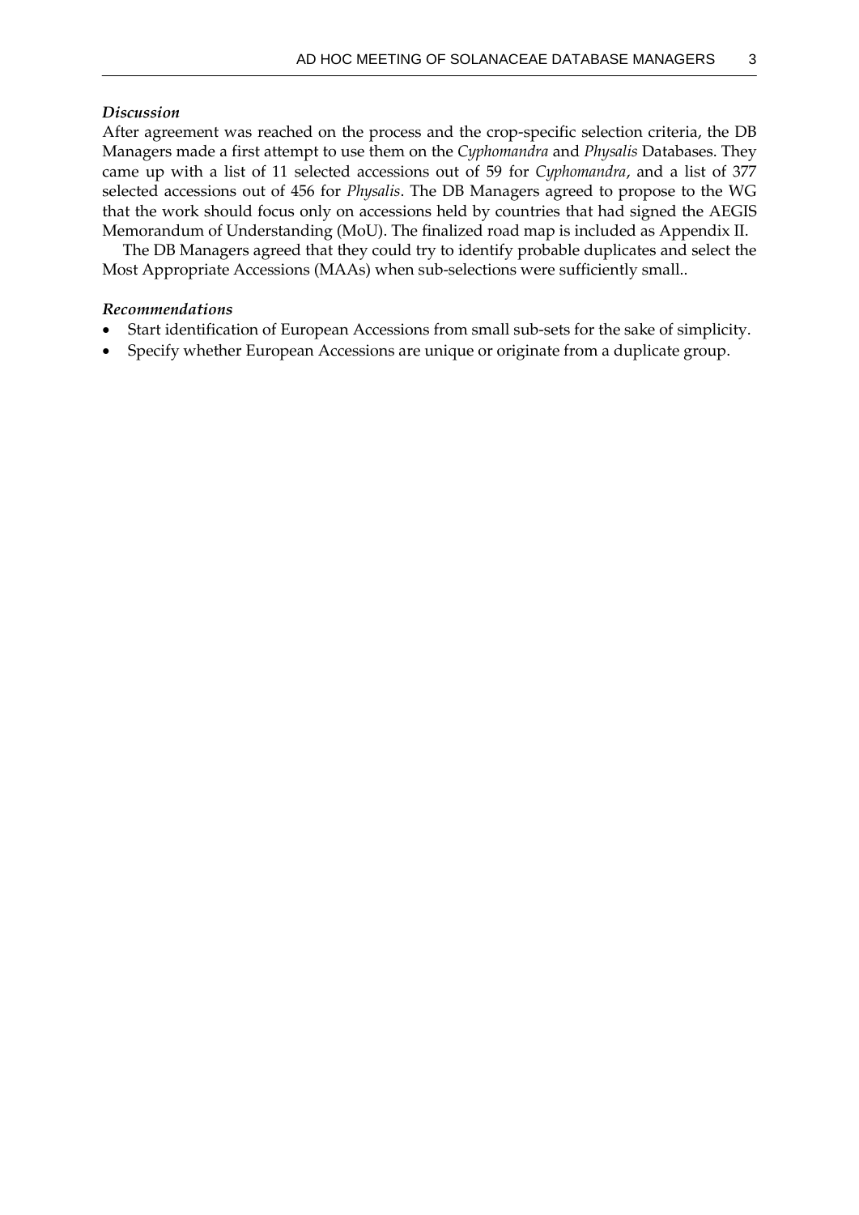*Discussion*

After agreement was reached on the process and the crop-specific selection criteria, the DB Managers made a first attempt to use them on the *Cyphomandra* and *Physalis* Databases. They came up with a list of 11 selected accessions out of 59 for *Cyphomandra*, and a list of 377 selected accessions out of 456 for *Physalis*. The DB Managers agreed to propose to the WG that the work should focus only on accessions held by countries that had signed the AEGIS Memorandum of Understanding (MoU). The finalized road map is included as Appendix II.

The DB Managers agreed that they could try to identify probable duplicates and select the Most Appropriate Accessions (MAAs) when sub-selections were sufficiently small..

*Recommendations*

- Start identification of European Accessions from small sub-sets for the sake of simplicity.
- Specify whether European Accessions are unique or originate from a duplicate group.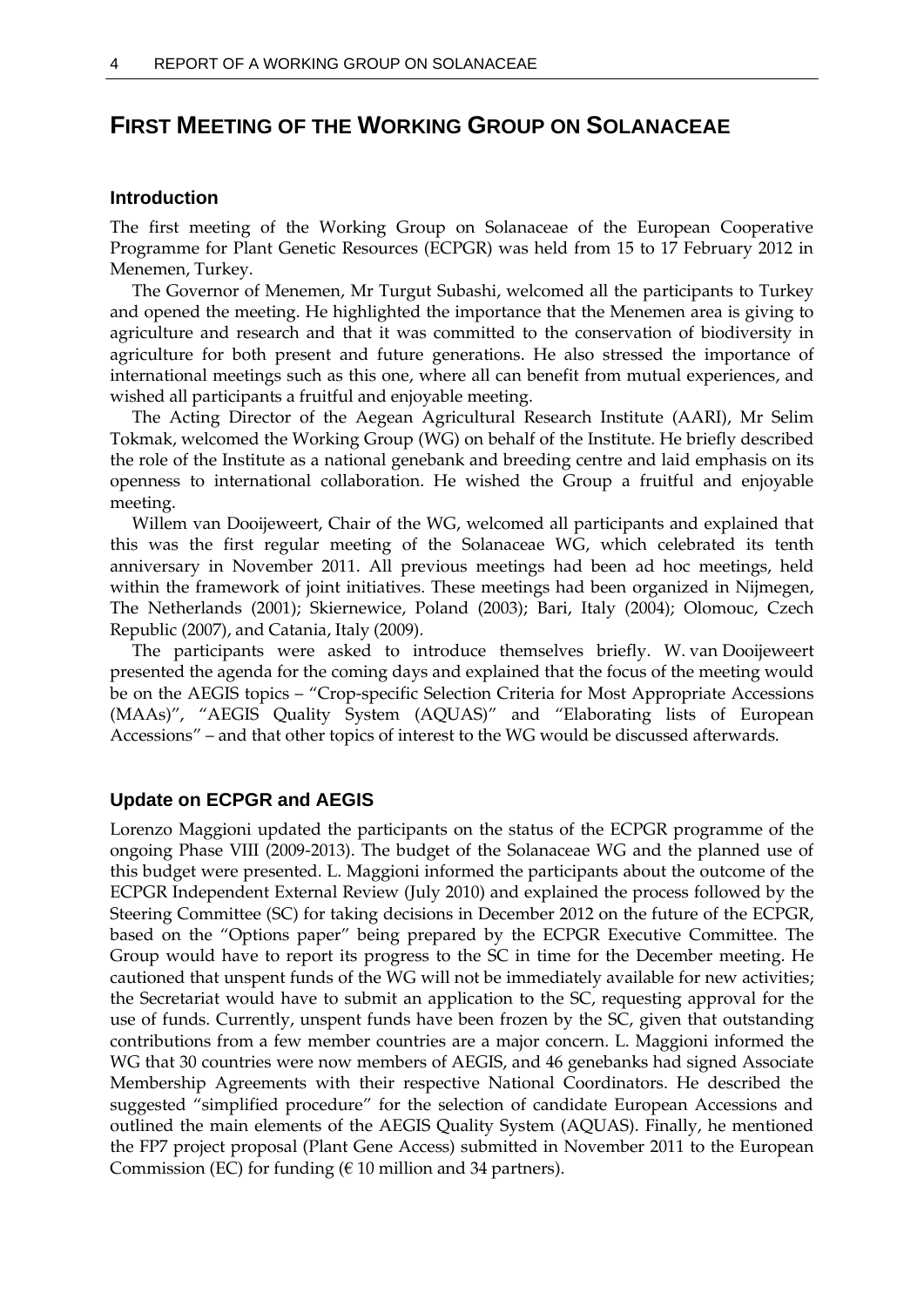# First Meeting of the Working Group on Solanaceae

## Introduction

The first meeting of the Working Group on Solanaceae of the European Cooperative Programme for Plant Genetic Resources (ECPGR) was held from 15 to 17 February 2012 in Menemen, Turkey.

The Governor of Menemen, Mr Turgut Subashi, welcomed all the participants to Turkey and opened the meeting. He highlighted the importance that the Menemen area is giving to agriculture and research and that it was committed to the conservation of biodiversity in agriculture for both present and future generations. He also stressed the importance of international meetings such as this one, where all can benefit from mutual experiences, and wished all participants a fruitful and enjoyable meeting.

The Acting Director of the Aegean Agricultural Research Institute (AARI), Mr Selim Tokmak, welcomed the Working Group (WG) on behalf of the Institute. He briefly described the role of the Institute as a national genebank and breeding centre and laid emphasis on its openness to international collaboration. He wished the Group a fruitful and enjoyable meeting.

Willem van Dooijeweert, Chair of the WG, welcomed all participants and explained that this was the first regular meeting of the Solanaceae WG, which celebrated its tenth anniversary in November 2011. All previous meetings had been ad hoc meetings, held within the framework of joint initiatives. These meetings had been organized in Nijmegen, The Netherlands (2001); Skiernewice, Poland (2003); Bari, Italy (2004); Olomouc, Czech Republic (2007), and Catania, Italy (2009).

The participants were asked to introduce themselves briefly. W. van Dooijeweert presented the agenda for the coming days and explained that the focus of the meeting would be on the AEGIS topics – "Crop-specific Selection Criteria for Most Appropriate Accessions (MAAs)", "AEGIS Quality System (AQUAS)" and "Elaborating lists of European Accessions" – and that other topics of interest to the WG would be discussed afterwards.

## Update on ECPGR and AEGIS

Lorenzo Maggioni updated the participants on the status of the ECPGR programme of the ongoing Phase VIII (2009-2013). The budget of the Solanaceae WG and the planned use of this budget were presented. L. Maggioni informed the participants about the outcome of the ECPGR Independent External Review (July 2010) and explained the process followed by the Steering Committee (SC) for taking decisions in December 2012 on the future of the ECPGR, based on the "Options paper" being prepared by the ECPGR Executive Committee. The Group would have to report its progress to the SC in time for the December meeting. He cautioned that unspent funds of the WG will not be immediately available for new activities; the Secretariat would have to submit an application to the SC, requesting approval for the use of funds. Currently, unspent funds have been frozen by the SC, given that outstanding contributions from a few member countries are a major concern. L. Maggioni informed the WG that 30 countries were now members of AEGIS, and 46 genebanks had signed Associate Membership Agreements with their respective National Coordinators. He described the suggested "simplified procedure" for the selection of candidate European Accessions and outlined the main elements of the AEGIS Quality System (AQUAS). Finally, he mentioned the FP7 project proposal (Plant Gene Access) submitted in November 2011 to the European Commission (EC) for funding (€ 10 million and 34 partners).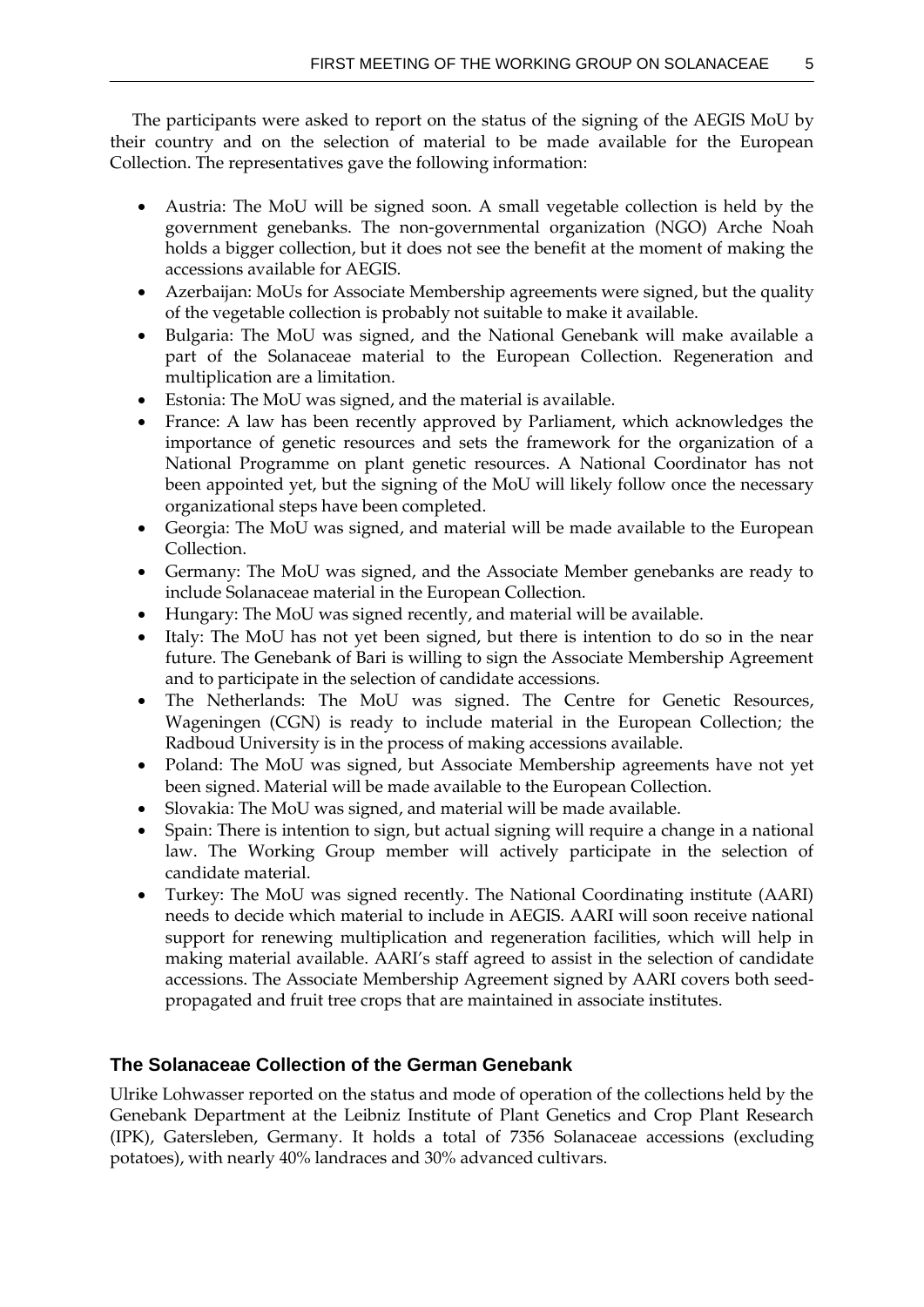The participants were asked to report on the status of the signing of the AEGIS MoU by their country and on the selection of material to be made available for the European Collection. The representatives gave the following information:

- Austria: The MoU will be signed soon. A small vegetable collection is held by the government genebanks. The non-governmental organization (NGO) Arche Noah holds a bigger collection, but it does not see the benefit at the moment of making the accessions available for AEGIS.
- Azerbaijan: MoUs for Associate Membership agreements were signed, but the quality of the vegetable collection is probably not suitable to make it available.
- Bulgaria: The MoU was signed, and the National Genebank will make available a part of the Solanaceae material to the European Collection. Regeneration and multiplication are a limitation.
- Estonia: The MoU was signed, and the material is available.
- France: A law has been recently approved by Parliament, which acknowledges the importance of genetic resources and sets the framework for the organization of a National Programme on plant genetic resources. A National Coordinator has not been appointed yet, but the signing of the MoU will likely follow once the necessary organizational steps have been completed.
- Georgia: The MoU was signed, and material will be made available to the European Collection.
- Germany: The MoU was signed, and the Associate Member genebanks are ready to include Solanaceae material in the European Collection.
- Hungary: The MoU was signed recently, and material will be available.
- Italy: The MoU has not yet been signed, but there is intention to do so in the near future. The Genebank of Bari is willing to sign the Associate Membership Agreement and to participate in the selection of candidate accessions.
- The Netherlands: The MoU was signed. The Centre for Genetic Resources, Wageningen (CGN) is ready to include material in the European Collection; the Radboud University is in the process of making accessions available.
- Poland: The MoU was signed, but Associate Membership agreements have not yet been signed. Material will be made available to the European Collection.
- Slovakia: The MoU was signed, and material will be made available.
- Spain: There is intention to sign, but actual signing will require a change in a national law. The Working Group member will actively participate in the selection of candidate material.
- Turkey: The MoU was signed recently. The National Coordinating institute (AARI) needs to decide which material to include in AEGIS. AARI will soon receive national support for renewing multiplication and regeneration facilities, which will help in making material available. AARI's staff agreed to assist in the selection of candidate accessions. The Associate Membership Agreement signed by AARI covers both seed-propagated and fruit tree crops that are maintained in associate institutes.

## The Solanaceae Collection of the German Genebank

Ulrike Lohwasser reported on the status and mode of operation of the collections held by the Genebank Department at the Leibniz Institute of Plant Genetics and Crop Plant Research (IPK), Gatersleben, Germany. It holds a total of 7356 Solanaceae accessions (excluding potatoes), with nearly 40% landraces and 30% advanced cultivars.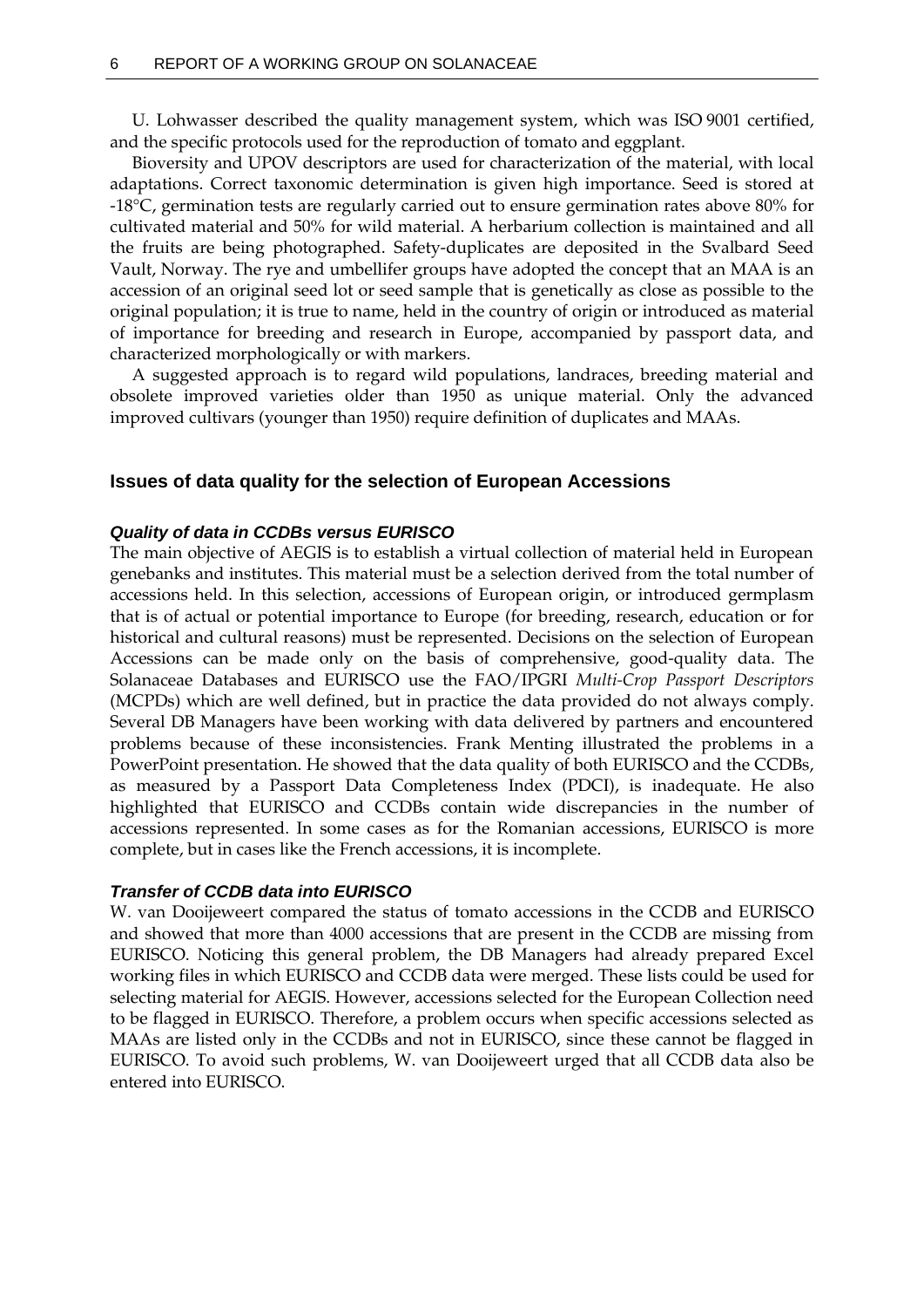U. Lohwasser described the quality management system, which was ISO 9001 certified, and the specific protocols used for the reproduction of tomato and eggplant.

Bioversity and UPOV descriptors are used for characterization of the material, with local adaptations. Correct taxonomic determination is given high importance. Seed is stored at -18°C, germination tests are regularly carried out to ensure germination rates above 80% for cultivated material and 50% for wild material. A herbarium collection is maintained and all the fruits are being photographed. Safety-duplicates are deposited in the Svalbard Seed Vault, Norway. The rye and umbellifer groups have adopted the concept that an MAA is an accession of an original seed lot or seed sample that is genetically as close as possible to the original population; it is true to name, held in the country of origin or introduced as material of importance for breeding and research in Europe, accompanied by passport data, and characterized morphologically or with markers.

A suggested approach is to regard wild populations, landraces, breeding material and obsolete improved varieties older than 1950 as unique material. Only the advanced improved cultivars (younger than 1950) require definition of duplicates and MAAs.

## Issues of data quality for the selection of European Accessions

### *Quality of data in CCDBs versus EURISCO*

The main objective of AEGIS is to establish a virtual collection of material held in European genebanks and institutes. This material must be a selection derived from the total number of accessions held. In this selection, accessions of European origin, or introduced germplasm that is of actual or potential importance to Europe (for breeding, research, education or for historical and cultural reasons) must be represented. Decisions on the selection of European Accessions can be made only on the basis of comprehensive, good-quality data. The Solanaceae Databases and EURISCO use the FAO/IPGRI *Multi-Crop Passport Descriptors* (MCPDs) which are well defined, but in practice the data provided do not always comply. Several DB Managers have been working with data delivered by partners and encountered problems because of these inconsistencies. Frank Menting illustrated the problems in a PowerPoint presentation. He showed that the data quality of both EURISCO and the CCDBs, as measured by a Passport Data Completeness Index (PDCI), is inadequate. He also highlighted that EURISCO and CCDBs contain wide discrepancies in the number of accessions represented. In some cases as for the Romanian accessions, EURISCO is more complete, but in cases like the French accessions, it is incomplete.

### *Transfer of CCDB data into EURISCO*

W. van Dooijeweert compared the status of tomato accessions in the CCDB and EURISCO and showed that more than 4000 accessions that are present in the CCDB are missing from EURISCO. Noticing this general problem, the DB Managers had already prepared Excel working files in which EURISCO and CCDB data were merged. These lists could be used for selecting material for AEGIS. However, accessions selected for the European Collection need to be flagged in EURISCO. Therefore, a problem occurs when specific accessions selected as MAAs are listed only in the CCDBs and not in EURISCO, since these cannot be flagged in EURISCO. To avoid such problems, W. van Dooijeweert urged that all CCDB data also be entered into EURISCO.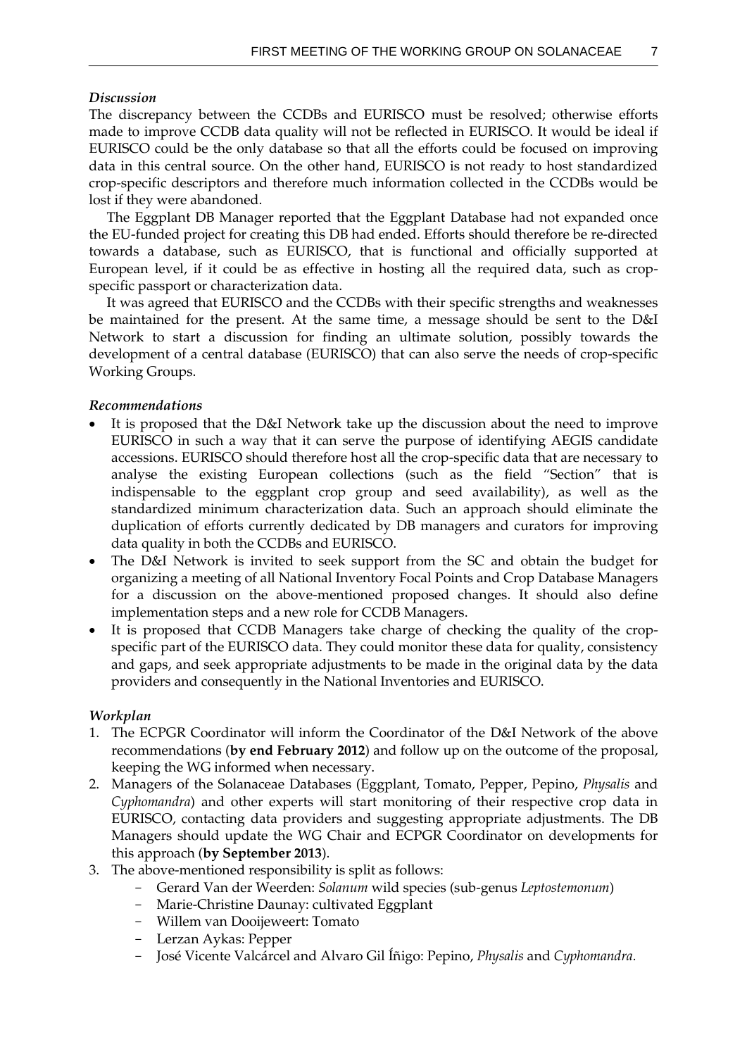*Discussion*

The discrepancy between the CCDBs and EURISCO must be resolved; otherwise efforts made to improve CCDB data quality will not be reflected in EURISCO. It would be ideal if EURISCO could be the only database so that all the efforts could be focused on improving data in this central source. On the other hand, EURISCO is not ready to host standardized crop-specific descriptors and therefore much information collected in the CCDBs would be lost if they were abandoned.

The Eggplant DB Manager reported that the Eggplant Database had not expanded once the EU-funded project for creating this DB had ended. Efforts should therefore be re-directed towards a database, such as EURISCO, that is functional and officially supported at European level, if it could be as effective in hosting all the required data, such as crop-specific passport or characterization data.

It was agreed that EURISCO and the CCDBs with their specific strengths and weaknesses be maintained for the present. At the same time, a message should be sent to the D&I Network to start a discussion for finding an ultimate solution, possibly towards the development of a central database (EURISCO) that can also serve the needs of crop-specific Working Groups.

*Recommendations*

- It is proposed that the D&I Network take up the discussion about the need to improve EURISCO in such a way that it can serve the purpose of identifying AEGIS candidate accessions. EURISCO should therefore host all the crop-specific data that are necessary to analyse the existing European collections (such as the field "Section" that is indispensable to the eggplant crop group and seed availability), as well as the standardized minimum characterization data. Such an approach should eliminate the duplication of efforts currently dedicated by DB managers and curators for improving data quality in both the CCDBs and EURISCO.
- The D&I Network is invited to seek support from the SC and obtain the budget for organizing a meeting of all National Inventory Focal Points and Crop Database Managers for a discussion on the above-mentioned proposed changes. It should also define implementation steps and a new role for CCDB Managers.
- It is proposed that CCDB Managers take charge of checking the quality of the crop-specific part of the EURISCO data. They could monitor these data for quality, consistency and gaps, and seek appropriate adjustments to be made in the original data by the data providers and consequently in the National Inventories and EURISCO.

*Workplan*

1. The ECPGR Coordinator will inform the Coordinator of the D&I Network of the above recommendations (**by end February 2012**) and follow up on the outcome of the proposal, keeping the WG informed when necessary.
2. Managers of the Solanaceae Databases (Eggplant, Tomato, Pepper, Pepino, *Physalis* and *Cyphomandra*) and other experts will start monitoring of their respective crop data in EURISCO, contacting data providers and suggesting appropriate adjustments. The DB Managers should update the WG Chair and ECPGR Coordinator on developments for this approach (**by September 2013**).
3. The above-mentioned responsibility is split as follows:
   - Gerard Van der Weerden: *Solanum* wild species (sub-genus *Leptostemonum*)
   - Marie-Christine Daunay: cultivated Eggplant
   - Willem van Dooijeweert: Tomato
   - Lerzan Aykas: Pepper
   - José Vicente Valcárcel and Alvaro Gil Íñigo: Pepino, *Physalis* and *Cyphomandra*.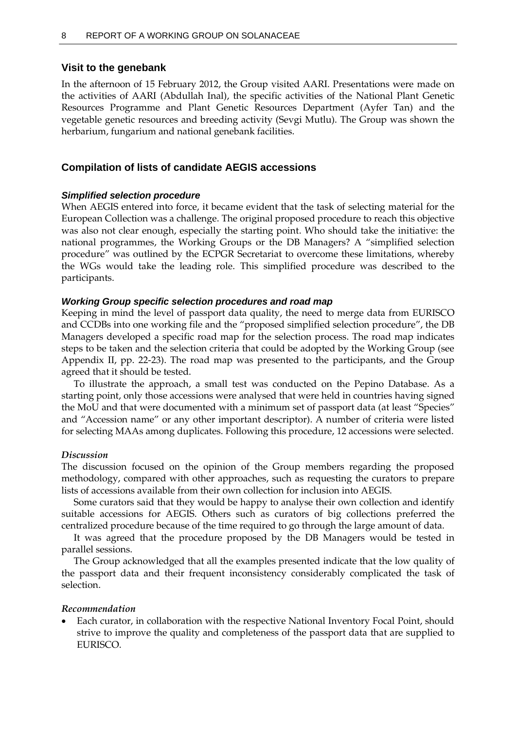## Visit to the genebank

In the afternoon of 15 February 2012, the Group visited AARI. Presentations were made on the activities of AARI (Abdullah Inal), the specific activities of the National Plant Genetic Resources Programme and Plant Genetic Resources Department (Ayfer Tan) and the vegetable genetic resources and breeding activity (Sevgi Mutlu). The Group was shown the herbarium, fungarium and national genebank facilities.

## Compilation of lists of candidate AEGIS accessions

### *Simplified selection procedure*

When AEGIS entered into force, it became evident that the task of selecting material for the European Collection was a challenge. The original proposed procedure to reach this objective was also not clear enough, especially the starting point. Who should take the initiative: the national programmes, the Working Groups or the DB Managers? A "simplified selection procedure" was outlined by the ECPGR Secretariat to overcome these limitations, whereby the WGs would take the leading role. This simplified procedure was described to the participants.

### *Working Group specific selection procedures and road map*

Keeping in mind the level of passport data quality, the need to merge data from EURISCO and CCDBs into one working file and the "proposed simplified selection procedure", the DB Managers developed a specific road map for the selection process. The road map indicates steps to be taken and the selection criteria that could be adopted by the Working Group (see Appendix II, pp. 22-23). The road map was presented to the participants, and the Group agreed that it should be tested.

To illustrate the approach, a small test was conducted on the Pepino Database. As a starting point, only those accessions were analysed that were held in countries having signed the MoU and that were documented with a minimum set of passport data (at least "Species" and "Accession name" or any other important descriptor). A number of criteria were listed for selecting MAAs among duplicates. Following this procedure, 12 accessions were selected.

#### *Discussion*

The discussion focused on the opinion of the Group members regarding the proposed methodology, compared with other approaches, such as requesting the curators to prepare lists of accessions available from their own collection for inclusion into AEGIS.

Some curators said that they would be happy to analyse their own collection and identify suitable accessions for AEGIS. Others such as curators of big collections preferred the centralized procedure because of the time required to go through the large amount of data.

It was agreed that the procedure proposed by the DB Managers would be tested in parallel sessions.

The Group acknowledged that all the examples presented indicate that the low quality of the passport data and their frequent inconsistency considerably complicated the task of selection.

#### *Recommendation*

- Each curator, in collaboration with the respective National Inventory Focal Point, should strive to improve the quality and completeness of the passport data that are supplied to EURISCO.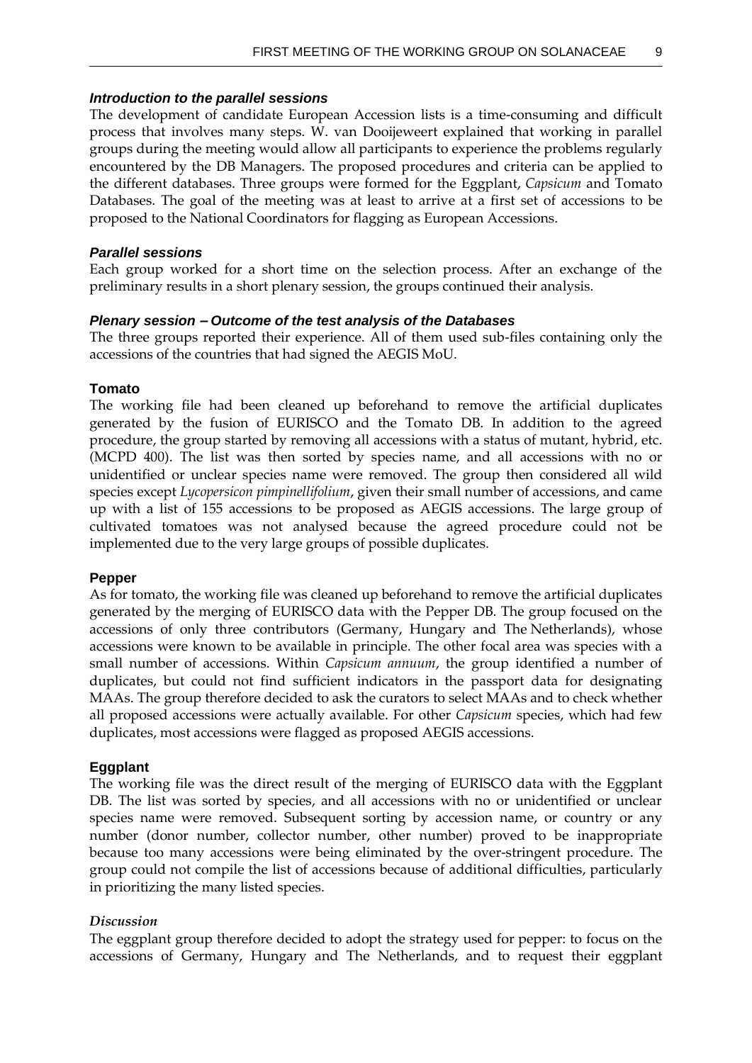### *Introduction to the parallel sessions*

The development of candidate European Accession lists is a time-consuming and difficult process that involves many steps. W. van Dooijeweert explained that working in parallel groups during the meeting would allow all participants to experience the problems regularly encountered by the DB Managers. The proposed procedures and criteria can be applied to the different databases. Three groups were formed for the Eggplant, *Capsicum* and Tomato Databases. The goal of the meeting was at least to arrive at a first set of accessions to be proposed to the National Coordinators for flagging as European Accessions.

### *Parallel sessions*

Each group worked for a short time on the selection process. After an exchange of the preliminary results in a short plenary session, the groups continued their analysis.

### *Plenary session – Outcome of the test analysis of the Databases*

The three groups reported their experience. All of them used sub-files containing only the accessions of the countries that had signed the AEGIS MoU.

#### Tomato

The working file had been cleaned up beforehand to remove the artificial duplicates generated by the fusion of EURISCO and the Tomato DB. In addition to the agreed procedure, the group started by removing all accessions with a status of mutant, hybrid, etc. (MCPD 400). The list was then sorted by species name, and all accessions with no or unidentified or unclear species name were removed. The group then considered all wild species except *Lycopersicon pimpinellifolium*, given their small number of accessions, and came up with a list of 155 accessions to be proposed as AEGIS accessions. The large group of cultivated tomatoes was not analysed because the agreed procedure could not be implemented due to the very large groups of possible duplicates.

#### Pepper

As for tomato, the working file was cleaned up beforehand to remove the artificial duplicates generated by the merging of EURISCO data with the Pepper DB. The group focused on the accessions of only three contributors (Germany, Hungary and The Netherlands), whose accessions were known to be available in principle. The other focal area was species with a small number of accessions. Within *Capsicum annuum*, the group identified a number of duplicates, but could not find sufficient indicators in the passport data for designating MAAs. The group therefore decided to ask the curators to select MAAs and to check whether all proposed accessions were actually available. For other *Capsicum* species, which had few duplicates, most accessions were flagged as proposed AEGIS accessions.

#### Eggplant

The working file was the direct result of the merging of EURISCO data with the Eggplant DB. The list was sorted by species, and all accessions with no or unidentified or unclear species name were removed. Subsequent sorting by accession name, or country or any number (donor number, collector number, other number) proved to be inappropriate because too many accessions were being eliminated by the over-stringent procedure. The group could not compile the list of accessions because of additional difficulties, particularly in prioritizing the many listed species.

#### *Discussion*

The eggplant group therefore decided to adopt the strategy used for pepper: to focus on the accessions of Germany, Hungary and The Netherlands, and to request their eggplant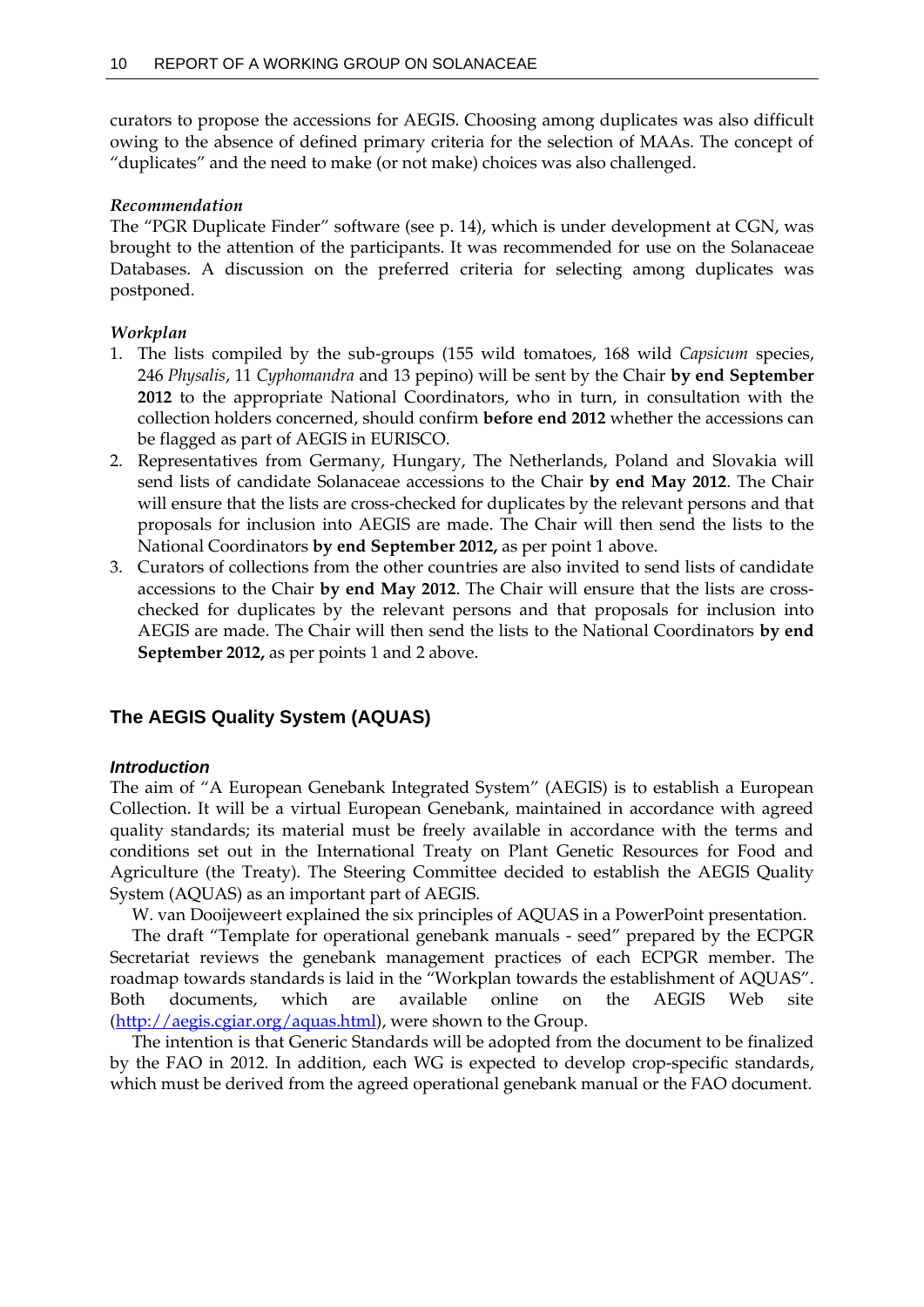curators to propose the accessions for AEGIS. Choosing among duplicates was also difficult owing to the absence of defined primary criteria for the selection of MAAs. The concept of "duplicates" and the need to make (or not make) choices was also challenged.

*Recommendation*

The "PGR Duplicate Finder" software (see p. 14), which is under development at CGN, was brought to the attention of the participants. It was recommended for use on the Solanaceae Databases. A discussion on the preferred criteria for selecting among duplicates was postponed.

*Workplan*

1. The lists compiled by the sub-groups (155 wild tomatoes, 168 wild *Capsicum* species, 246 *Physalis*, 11 *Cyphomandra* and 13 pepino) will be sent by the Chair **by end September 2012** to the appropriate National Coordinators, who in turn, in consultation with the collection holders concerned, should confirm **before end 2012** whether the accessions can be flagged as part of AEGIS in EURISCO.
2. Representatives from Germany, Hungary, The Netherlands, Poland and Slovakia will send lists of candidate Solanaceae accessions to the Chair **by end May 2012**. The Chair will ensure that the lists are cross-checked for duplicates by the relevant persons and that proposals for inclusion into AEGIS are made. The Chair will then send the lists to the National Coordinators **by end September 2012,** as per point 1 above.
3. Curators of collections from the other countries are also invited to send lists of candidate accessions to the Chair **by end May 2012**. The Chair will ensure that the lists are cross-checked for duplicates by the relevant persons and that proposals for inclusion into AEGIS are made. The Chair will then send the lists to the National Coordinators **by end September 2012,** as per points 1 and 2 above.

## The AEGIS Quality System (AQUAS)

***Introduction***

The aim of "A European Genebank Integrated System" (AEGIS) is to establish a European Collection. It will be a virtual European Genebank, maintained in accordance with agreed quality standards; its material must be freely available in accordance with the terms and conditions set out in the International Treaty on Plant Genetic Resources for Food and Agriculture (the Treaty). The Steering Committee decided to establish the AEGIS Quality System (AQUAS) as an important part of AEGIS.

W. van Dooijeweert explained the six principles of AQUAS in a PowerPoint presentation.

The draft "Template for operational genebank manuals - seed" prepared by the ECPGR Secretariat reviews the genebank management practices of each ECPGR member. The roadmap towards standards is laid in the "Workplan towards the establishment of AQUAS". Both documents, which are available online on the AEGIS Web site (http://aegis.cgiar.org/aquas.html), were shown to the Group.

The intention is that Generic Standards will be adopted from the document to be finalized by the FAO in 2012. In addition, each WG is expected to develop crop-specific standards, which must be derived from the agreed operational genebank manual or the FAO document.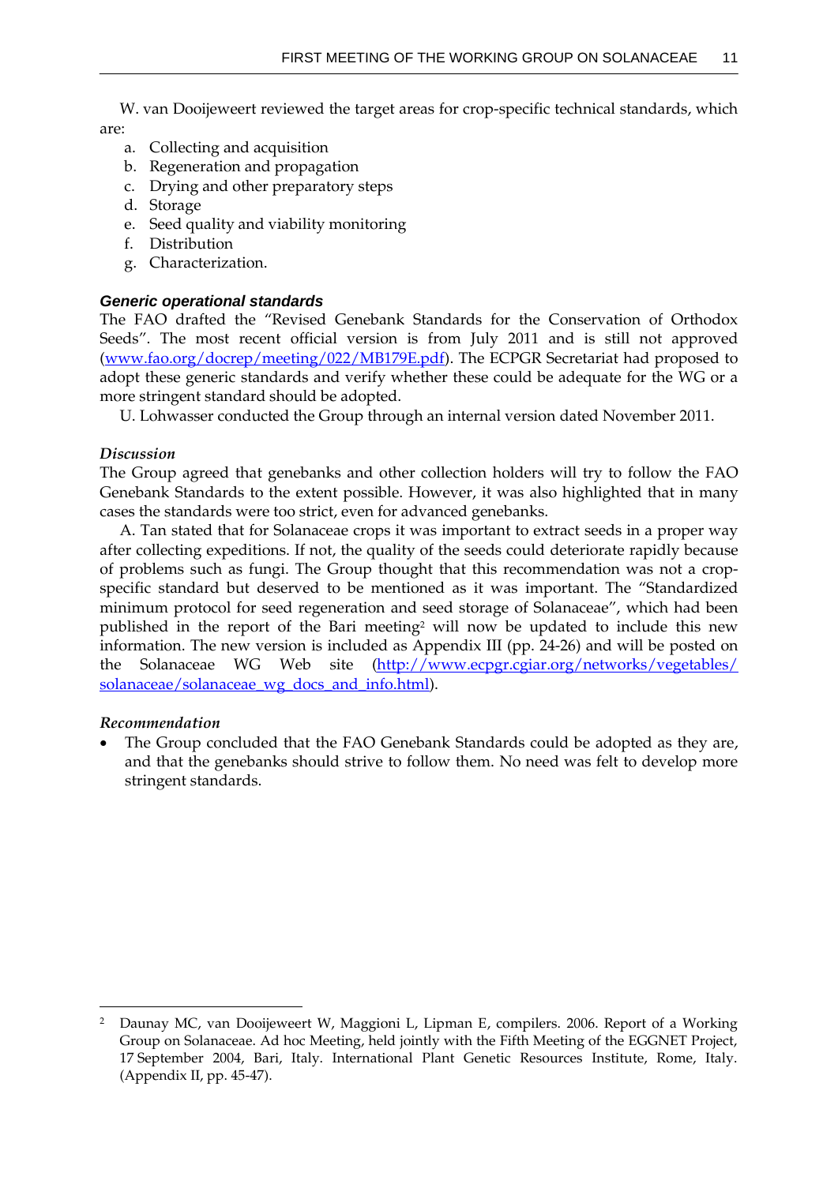W. van Dooijeweert reviewed the target areas for crop-specific technical standards, which are:

a. Collecting and acquisition
b. Regeneration and propagation
c. Drying and other preparatory steps
d. Storage
e. Seed quality and viability monitoring
f. Distribution
g. Characterization.

### *Generic operational standards*

The FAO drafted the "Revised Genebank Standards for the Conservation of Orthodox Seeds". The most recent official version is from July 2011 and is still not approved (www.fao.org/docrep/meeting/022/MB179E.pdf). The ECPGR Secretariat had proposed to adopt these generic standards and verify whether these could be adequate for the WG or a more stringent standard should be adopted.

U. Lohwasser conducted the Group through an internal version dated November 2011.

*Discussion*

The Group agreed that genebanks and other collection holders will try to follow the FAO Genebank Standards to the extent possible. However, it was also highlighted that in many cases the standards were too strict, even for advanced genebanks.

A. Tan stated that for Solanaceae crops it was important to extract seeds in a proper way after collecting expeditions. If not, the quality of the seeds could deteriorate rapidly because of problems such as fungi. The Group thought that this recommendation was not a crop-specific standard but deserved to be mentioned as it was important. The "Standardized minimum protocol for seed regeneration and seed storage of Solanaceae", which had been published in the report of the Bari meeting[2] will now be updated to include this new information. The new version is included as Appendix III (pp. 24-26) and will be posted on the Solanaceae WG Web site (http://www.ecpgr.cgiar.org/networks/vegetables/solanaceae/solanaceae_wg_docs_and_info.html).

*Recommendation*

- The Group concluded that the FAO Genebank Standards could be adopted as they are, and that the genebanks should strive to follow them. No need was felt to develop more stringent standards.

---

[2] Daunay MC, van Dooijeweert W, Maggioni L, Lipman E, compilers. 2006. Report of a Working Group on Solanaceae. Ad hoc Meeting, held jointly with the Fifth Meeting of the EGGNET Project, 17 September 2004, Bari, Italy. International Plant Genetic Resources Institute, Rome, Italy. (Appendix II, pp. 45-47).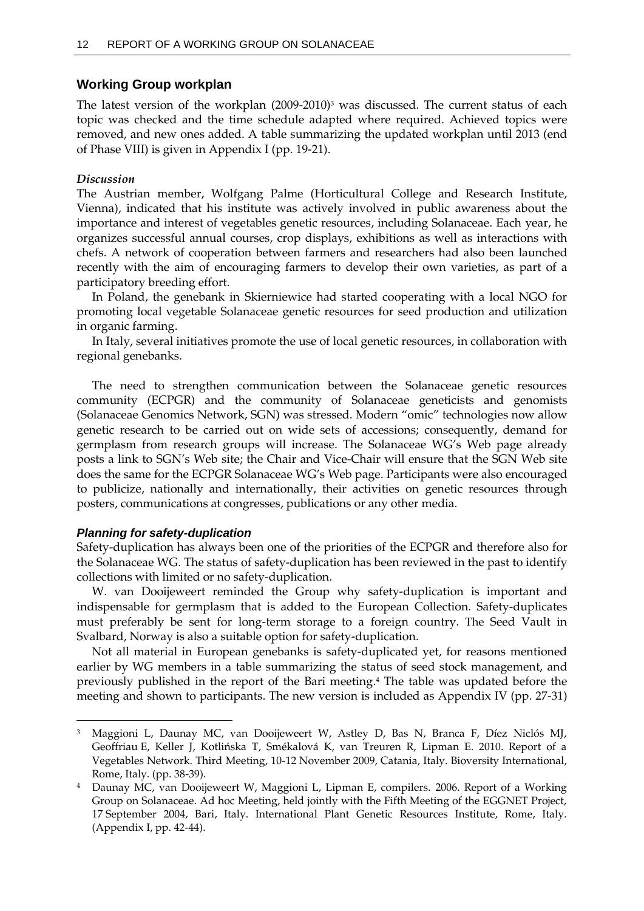## Working Group workplan

The latest version of the workplan (2009-2010)[3] was discussed. The current status of each topic was checked and the time schedule adapted where required. Achieved topics were removed, and new ones added. A table summarizing the updated workplan until 2013 (end of Phase VIII) is given in Appendix I (pp. 19-21).

### *Discussion*

The Austrian member, Wolfgang Palme (Horticultural College and Research Institute, Vienna), indicated that his institute was actively involved in public awareness about the importance and interest of vegetables genetic resources, including Solanaceae. Each year, he organizes successful annual courses, crop displays, exhibitions as well as interactions with chefs. A network of cooperation between farmers and researchers had also been launched recently with the aim of encouraging farmers to develop their own varieties, as part of a participatory breeding effort.

In Poland, the genebank in Skierniewice had started cooperating with a local NGO for promoting local vegetable Solanaceae genetic resources for seed production and utilization in organic farming.

In Italy, several initiatives promote the use of local genetic resources, in collaboration with regional genebanks.

The need to strengthen communication between the Solanaceae genetic resources community (ECPGR) and the community of Solanaceae geneticists and genomists (Solanaceae Genomics Network, SGN) was stressed. Modern "omic" technologies now allow genetic research to be carried out on wide sets of accessions; consequently, demand for germplasm from research groups will increase. The Solanaceae WG's Web page already posts a link to SGN's Web site; the Chair and Vice-Chair will ensure that the SGN Web site does the same for the ECPGR Solanaceae WG's Web page. Participants were also encouraged to publicize, nationally and internationally, their activities on genetic resources through posters, communications at congresses, publications or any other media.

### *Planning for safety-duplication*

Safety-duplication has always been one of the priorities of the ECPGR and therefore also for the Solanaceae WG. The status of safety-duplication has been reviewed in the past to identify collections with limited or no safety-duplication.

W. van Dooijeweert reminded the Group why safety-duplication is important and indispensable for germplasm that is added to the European Collection. Safety-duplicates must preferably be sent for long-term storage to a foreign country. The Seed Vault in Svalbard, Norway is also a suitable option for safety-duplication.

Not all material in European genebanks is safety-duplicated yet, for reasons mentioned earlier by WG members in a table summarizing the status of seed stock management, and previously published in the report of the Bari meeting.[4] The table was updated before the meeting and shown to participants. The new version is included as Appendix IV (pp. 27-31)

---

[3] Maggioni L, Daunay MC, van Dooijeweert W, Astley D, Bas N, Branca F, Díez Niclós MJ, Geoffriau E, Keller J, Kotlińska T, Smékalová K, van Treuren R, Lipman E. 2010. Report of a Vegetables Network. Third Meeting, 10-12 November 2009, Catania, Italy. Bioversity International, Rome, Italy. (pp. 38-39).

[4] Daunay MC, van Dooijeweert W, Maggioni L, Lipman E, compilers. 2006. Report of a Working Group on Solanaceae. Ad hoc Meeting, held jointly with the Fifth Meeting of the EGGNET Project, 17 September 2004, Bari, Italy. International Plant Genetic Resources Institute, Rome, Italy. (Appendix I, pp. 42-44).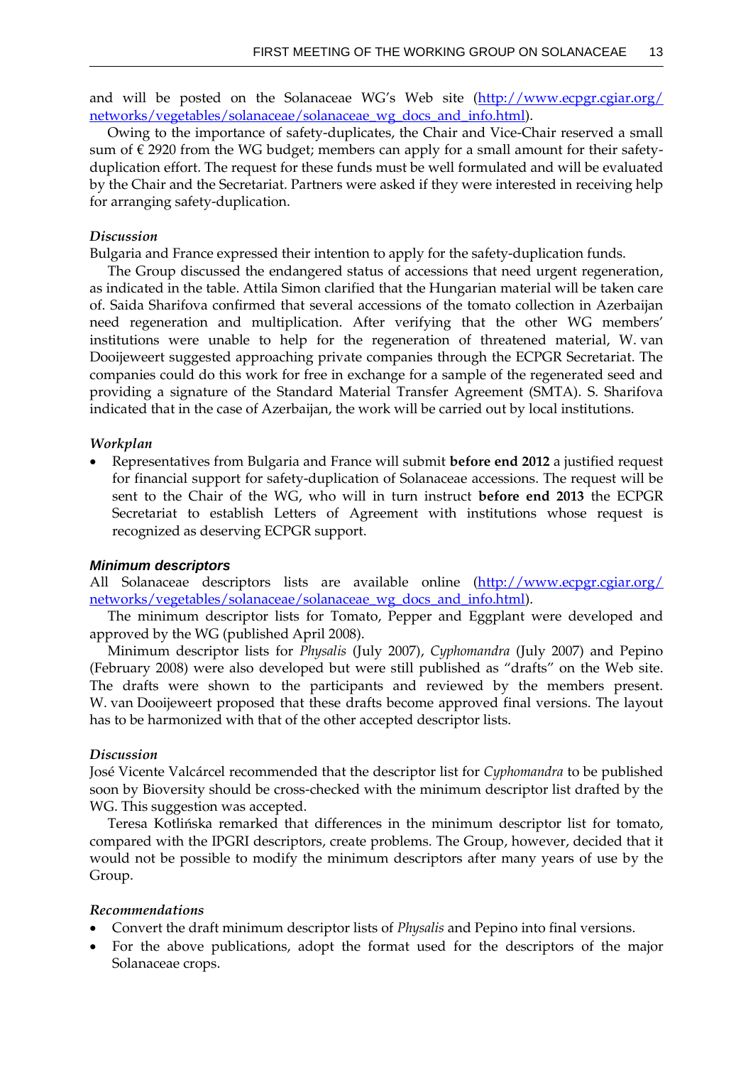and will be posted on the Solanaceae WG's Web site (http://www.ecpgr.cgiar.org/networks/vegetables/solanaceae/solanaceae_wg_docs_and_info.html).

Owing to the importance of safety-duplicates, the Chair and Vice-Chair reserved a small sum of € 2920 from the WG budget; members can apply for a small amount for their safety-duplication effort. The request for these funds must be well formulated and will be evaluated by the Chair and the Secretariat. Partners were asked if they were interested in receiving help for arranging safety-duplication.

*Discussion*

Bulgaria and France expressed their intention to apply for the safety-duplication funds.

The Group discussed the endangered status of accessions that need urgent regeneration, as indicated in the table. Attila Simon clarified that the Hungarian material will be taken care of. Saida Sharifova confirmed that several accessions of the tomato collection in Azerbaijan need regeneration and multiplication. After verifying that the other WG members' institutions were unable to help for the regeneration of threatened material, W. van Dooijeweert suggested approaching private companies through the ECPGR Secretariat. The companies could do this work for free in exchange for a sample of the regenerated seed and providing a signature of the Standard Material Transfer Agreement (SMTA). S. Sharifova indicated that in the case of Azerbaijan, the work will be carried out by local institutions.

*Workplan*

- Representatives from Bulgaria and France will submit **before end 2012** a justified request for financial support for safety-duplication of Solanaceae accessions. The request will be sent to the Chair of the WG, who will in turn instruct **before end 2013** the ECPGR Secretariat to establish Letters of Agreement with institutions whose request is recognized as deserving ECPGR support.

### Minimum descriptors

All Solanaceae descriptors lists are available online (http://www.ecpgr.cgiar.org/networks/vegetables/solanaceae/solanaceae_wg_docs_and_info.html).

The minimum descriptor lists for Tomato, Pepper and Eggplant were developed and approved by the WG (published April 2008).

Minimum descriptor lists for *Physalis* (July 2007), *Cyphomandra* (July 2007) and Pepino (February 2008) were also developed but were still published as "drafts" on the Web site. The drafts were shown to the participants and reviewed by the members present. W. van Dooijeweert proposed that these drafts become approved final versions. The layout has to be harmonized with that of the other accepted descriptor lists.

*Discussion*

José Vicente Valcárcel recommended that the descriptor list for *Cyphomandra* to be published soon by Bioversity should be cross-checked with the minimum descriptor list drafted by the WG. This suggestion was accepted.

Teresa Kotlińska remarked that differences in the minimum descriptor list for tomato, compared with the IPGRI descriptors, create problems. The Group, however, decided that it would not be possible to modify the minimum descriptors after many years of use by the Group.

*Recommendations*

- Convert the draft minimum descriptor lists of *Physalis* and Pepino into final versions.
- For the above publications, adopt the format used for the descriptors of the major Solanaceae crops.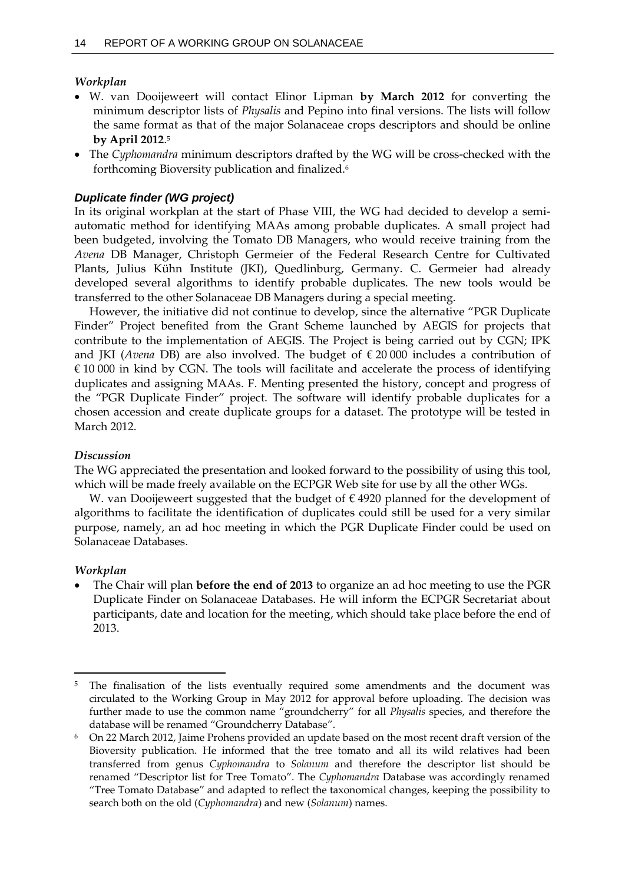*Workplan*

- W. van Dooijeweert will contact Elinor Lipman **by March 2012** for converting the minimum descriptor lists of *Physalis* and Pepino into final versions. The lists will follow the same format as that of the major Solanaceae crops descriptors and should be online **by April 2012**.[5]
- The *Cyphomandra* minimum descriptors drafted by the WG will be cross-checked with the forthcoming Bioversity publication and finalized.[6]

### *Duplicate finder (WG project)*

In its original workplan at the start of Phase VIII, the WG had decided to develop a semi-automatic method for identifying MAAs among probable duplicates. A small project had been budgeted, involving the Tomato DB Managers, who would receive training from the *Avena* DB Manager, Christoph Germeier of the Federal Research Centre for Cultivated Plants, Julius Kühn Institute (JKI), Quedlinburg, Germany. C. Germeier had already developed several algorithms to identify probable duplicates. The new tools would be transferred to the other Solanaceae DB Managers during a special meeting.

However, the initiative did not continue to develop, since the alternative "PGR Duplicate Finder" Project benefited from the Grant Scheme launched by AEGIS for projects that contribute to the implementation of AEGIS. The Project is being carried out by CGN; IPK and JKI (*Avena* DB) are also involved. The budget of € 20 000 includes a contribution of € 10 000 in kind by CGN. The tools will facilitate and accelerate the process of identifying duplicates and assigning MAAs. F. Menting presented the history, concept and progress of the "PGR Duplicate Finder" project. The software will identify probable duplicates for a chosen accession and create duplicate groups for a dataset. The prototype will be tested in March 2012.

*Discussion*

The WG appreciated the presentation and looked forward to the possibility of using this tool, which will be made freely available on the ECPGR Web site for use by all the other WGs.

W. van Dooijeweert suggested that the budget of € 4920 planned for the development of algorithms to facilitate the identification of duplicates could still be used for a very similar purpose, namely, an ad hoc meeting in which the PGR Duplicate Finder could be used on Solanaceae Databases.

*Workplan*

- The Chair will plan **before the end of 2013** to organize an ad hoc meeting to use the PGR Duplicate Finder on Solanaceae Databases. He will inform the ECPGR Secretariat about participants, date and location for the meeting, which should take place before the end of 2013.

---

[5] The finalisation of the lists eventually required some amendments and the document was circulated to the Working Group in May 2012 for approval before uploading. The decision was further made to use the common name "groundcherry" for all *Physalis* species, and therefore the database will be renamed "Groundcherry Database".

[6] On 22 March 2012, Jaime Prohens provided an update based on the most recent draft version of the Bioversity publication. He informed that the tree tomato and all its wild relatives had been transferred from genus *Cyphomandra* to *Solanum* and therefore the descriptor list should be renamed "Descriptor list for Tree Tomato". The *Cyphomandra* Database was accordingly renamed "Tree Tomato Database" and adapted to reflect the taxonomical changes, keeping the possibility to search both on the old (*Cyphomandra*) and new (*Solanum*) names.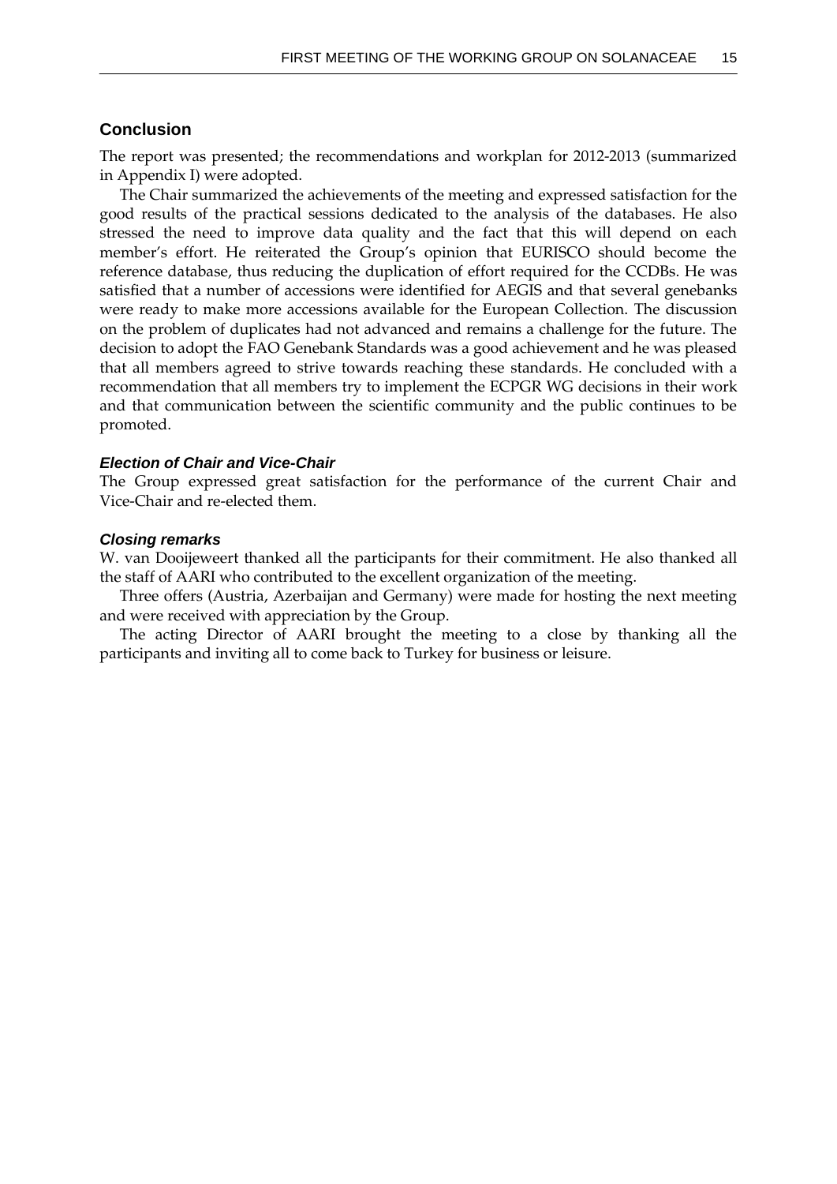## Conclusion

The report was presented; the recommendations and workplan for 2012-2013 (summarized in Appendix I) were adopted.

The Chair summarized the achievements of the meeting and expressed satisfaction for the good results of the practical sessions dedicated to the analysis of the databases. He also stressed the need to improve data quality and the fact that this will depend on each member's effort. He reiterated the Group's opinion that EURISCO should become the reference database, thus reducing the duplication of effort required for the CCDBs. He was satisfied that a number of accessions were identified for AEGIS and that several genebanks were ready to make more accessions available for the European Collection. The discussion on the problem of duplicates had not advanced and remains a challenge for the future. The decision to adopt the FAO Genebank Standards was a good achievement and he was pleased that all members agreed to strive towards reaching these standards. He concluded with a recommendation that all members try to implement the ECPGR WG decisions in their work and that communication between the scientific community and the public continues to be promoted.

### *Election of Chair and Vice-Chair*

The Group expressed great satisfaction for the performance of the current Chair and Vice-Chair and re-elected them.

### *Closing remarks*

W. van Dooijeweert thanked all the participants for their commitment. He also thanked all the staff of AARI who contributed to the excellent organization of the meeting.

Three offers (Austria, Azerbaijan and Germany) were made for hosting the next meeting and were received with appreciation by the Group.

The acting Director of AARI brought the meeting to a close by thanking all the participants and inviting all to come back to Turkey for business or leisure.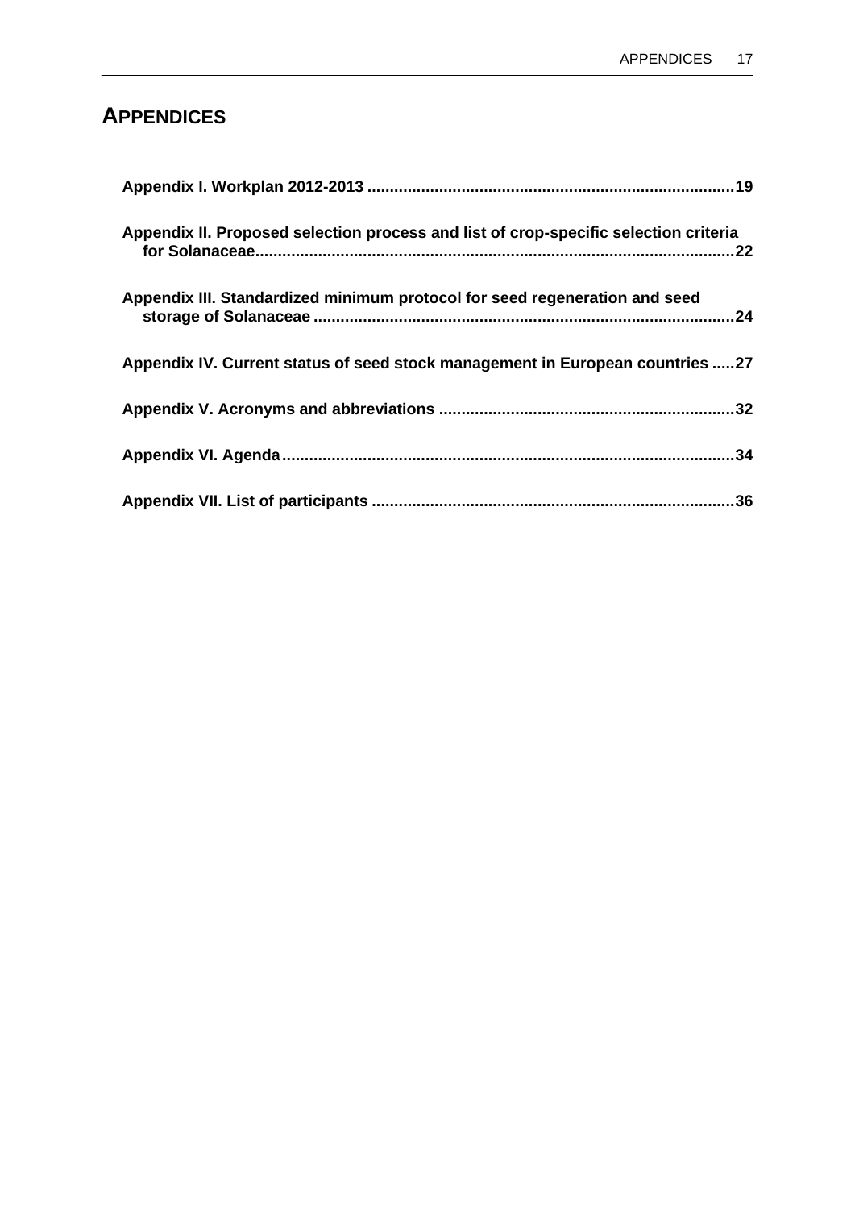# APPENDICES

**Appendix I. Workplan 2012-2013 .................................................................................19**

**Appendix II. Proposed selection process and list of crop-specific selection criteria for Solanaceae..........................................................................................................22**

**Appendix III. Standardized minimum protocol for seed regeneration and seed storage of Solanaceae .............................................................................................24**

**Appendix IV. Current status of seed stock management in European countries .....27**

**Appendix V. Acronyms and abbreviations .................................................................32**

**Appendix VI. Agenda....................................................................................................34**

**Appendix VII. List of participants .................................................................................36**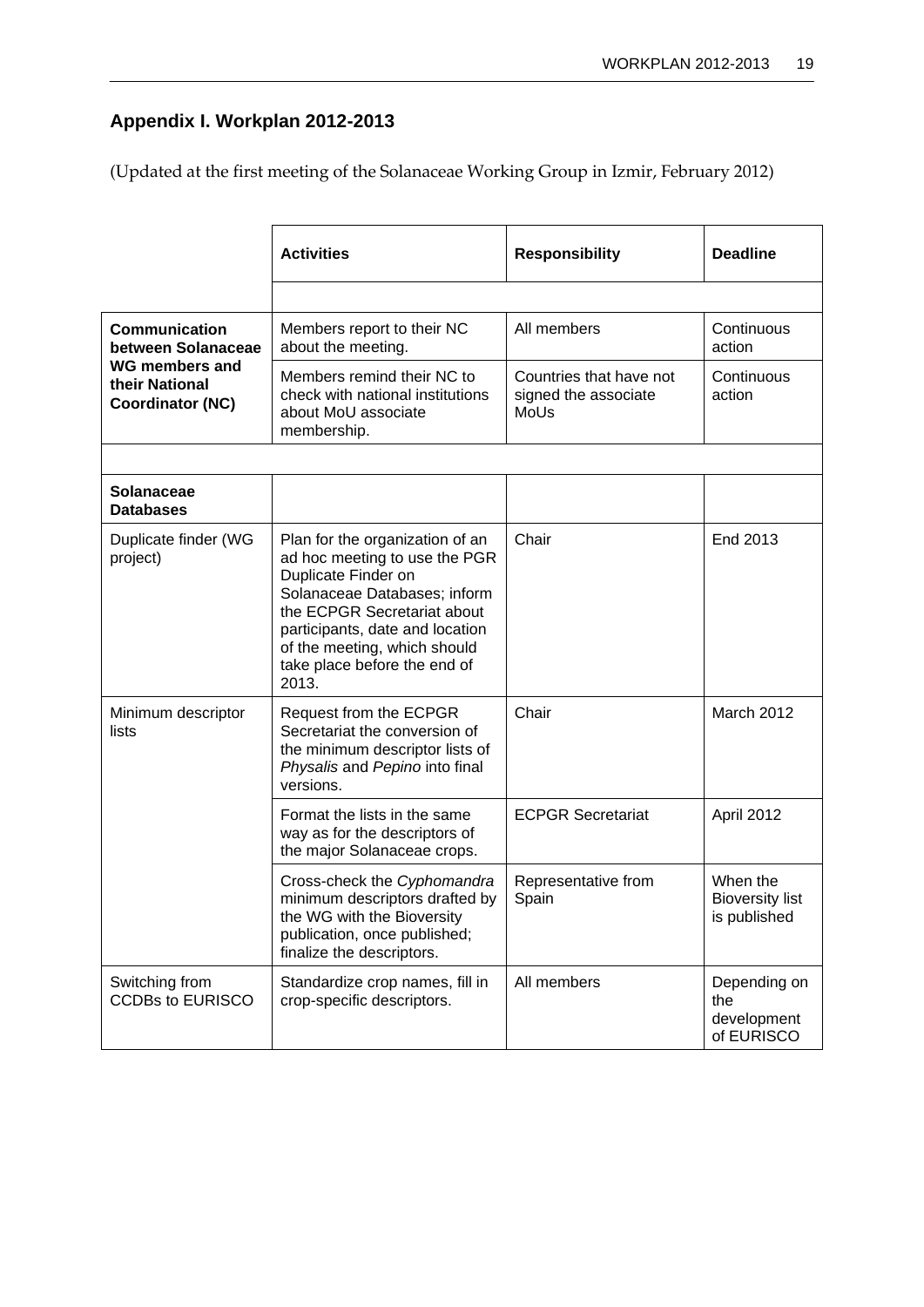## Appendix I. Workplan 2012-2013

(Updated at the first meeting of the Solanaceae Working Group in Izmir, February 2012)

| | Activities | Responsibility | Deadline |
|---|---|---|---|
| | | | |
| **Communication between Solanaceae WG members and their National Coordinator (NC)** | Members report to their NC about the meeting. | All members | Continuous action |
| | Members remind their NC to check with national institutions about MoU associate membership. | Countries that have not signed the associate MoUs | Continuous action |
| | | | |
| **Solanaceae Databases** | | | |
| Duplicate finder (WG project) | Plan for the organization of an ad hoc meeting to use the PGR Duplicate Finder on Solanaceae Databases; inform the ECPGR Secretariat about participants, date and location of the meeting, which should take place before the end of 2013. | Chair | End 2013 |
| Minimum descriptor lists | Request from the ECPGR Secretariat the conversion of the minimum descriptor lists of *Physalis* and *Pepino* into final versions. | Chair | March 2012 |
| | Format the lists in the same way as for the descriptors of the major Solanaceae crops. | ECPGR Secretariat | April 2012 |
| | Cross-check the *Cyphomandra* minimum descriptors drafted by the WG with the Bioversity publication, once published; finalize the descriptors. | Representative from Spain | When the Bioversity list is published |
| Switching from CCDBs to EURISCO | Standardize crop names, fill in crop-specific descriptors. | All members | Depending on the development of EURISCO |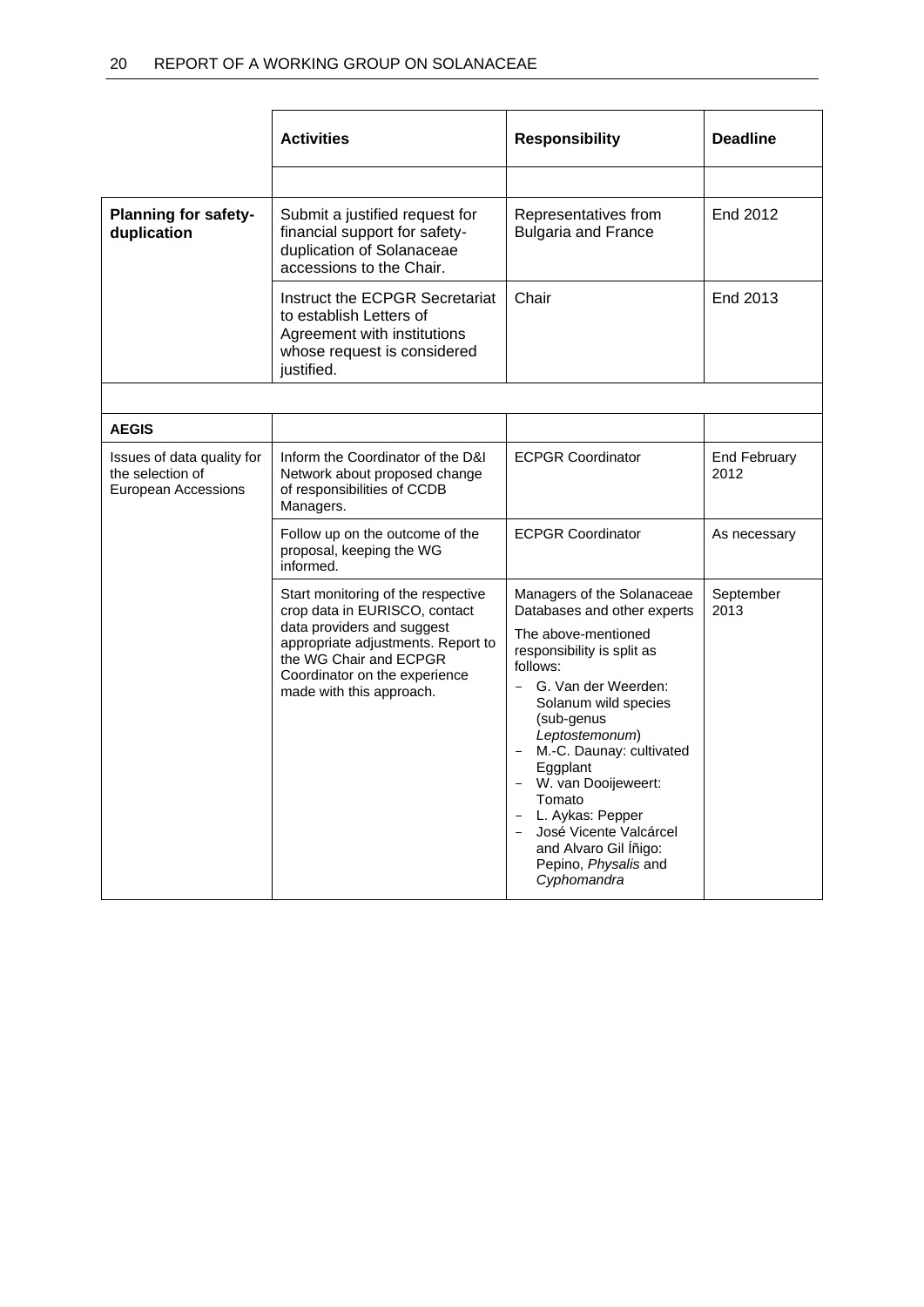| | Activities | Responsibility | Deadline |
|---|---|---|---|
| | | | |
| **Planning for safety-duplication** | Submit a justified request for financial support for safety-duplication of Solanaceae accessions to the Chair. | Representatives from Bulgaria and France | End 2012 |
| | Instruct the ECPGR Secretariat to establish Letters of Agreement with institutions whose request is considered justified. | Chair | End 2013 |
| | | | |
| **AEGIS** | | | |
| Issues of data quality for the selection of European Accessions | Inform the Coordinator of the D&I Network about proposed change of responsibilities of CCDB Managers. | ECPGR Coordinator | End February 2012 |
| | Follow up on the outcome of the proposal, keeping the WG informed. | ECPGR Coordinator | As necessary |
| | Start monitoring of the respective crop data in EURISCO, contact data providers and suggest appropriate adjustments. Report to the WG Chair and ECPGR Coordinator on the experience made with this approach. | Managers of the Solanaceae Databases and other experts<br>The above-mentioned responsibility is split as follows:<br>– G. Van der Weerden: Solanum wild species (sub-genus *Leptostemonum*)<br>– M.-C. Daunay: cultivated Eggplant<br>– W. van Dooijeweert: Tomato<br>– L. Aykas: Pepper<br>– José Vicente Valcárcel and Alvaro Gil Íñigo: Pepino, *Physalis* and *Cyphomandra* | September 2013 |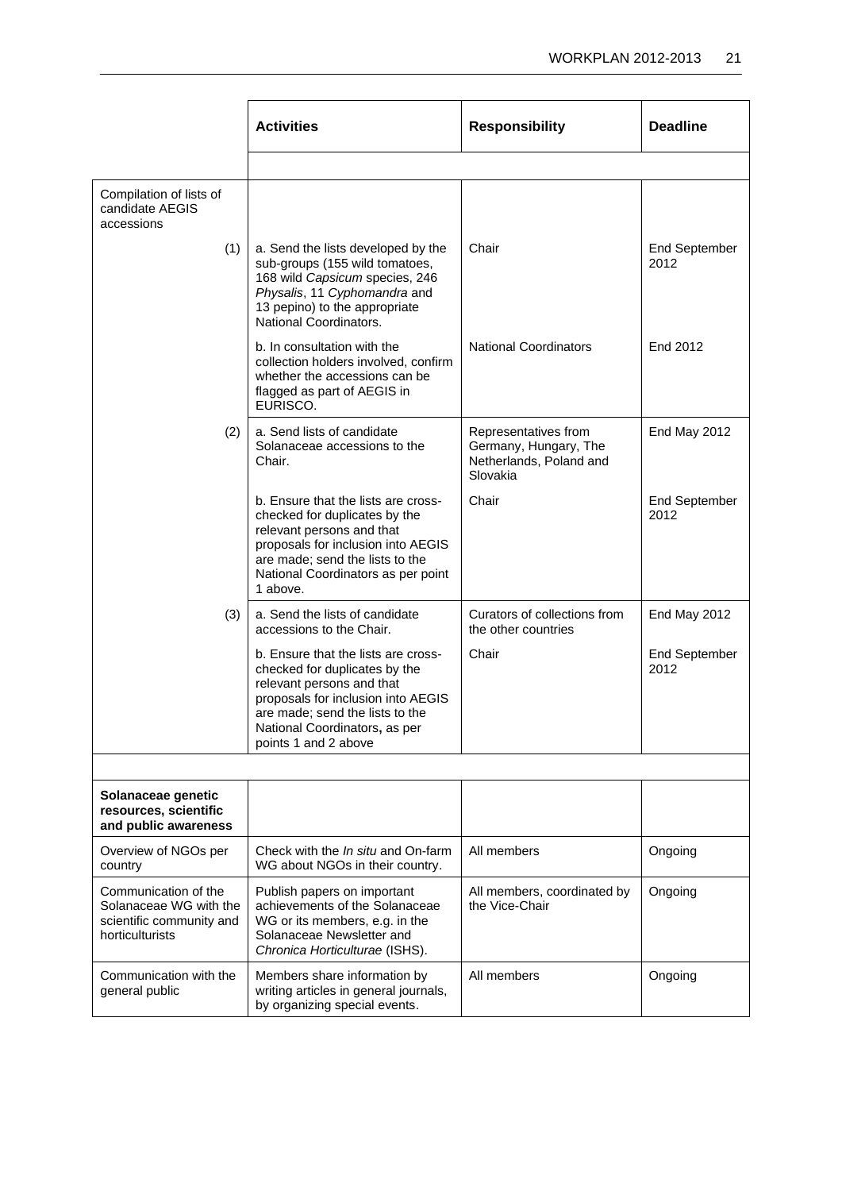| | Activities | Responsibility | Deadline |
|---|---|---|---|
| | | | |
| Compilation of lists of candidate AEGIS accessions | | | |
| (1) | a. Send the lists developed by the sub-groups (155 wild tomatoes, 168 wild *Capsicum* species, 246 *Physalis*, 11 *Cyphomandra* and 13 pepino) to the appropriate National Coordinators. | Chair | End September 2012 |
| | b. In consultation with the collection holders involved, confirm whether the accessions can be flagged as part of AEGIS in EURISCO. | National Coordinators | End 2012 |
| (2) | a. Send lists of candidate Solanaceae accessions to the Chair. | Representatives from Germany, Hungary, The Netherlands, Poland and Slovakia | End May 2012 |
| | b. Ensure that the lists are cross-checked for duplicates by the relevant persons and that proposals for inclusion into AEGIS are made; send the lists to the National Coordinators as per point 1 above. | Chair | End September 2012 |
| (3) | a. Send the lists of candidate accessions to the Chair. | Curators of collections from the other countries | End May 2012 |
| | b. Ensure that the lists are cross-checked for duplicates by the relevant persons and that proposals for inclusion into AEGIS are made; send the lists to the National Coordinators**,** as per points 1 and 2 above | Chair | End September 2012 |
| | | | |
| **Solanaceae genetic resources, scientific and public awareness** | | | |
| Overview of NGOs per country | Check with the *In situ* and On-farm WG about NGOs in their country. | All members | Ongoing |
| Communication of the Solanaceae WG with the scientific community and horticulturists | Publish papers on important achievements of the Solanaceae WG or its members, e.g. in the Solanaceae Newsletter and *Chronica Horticulturae* (ISHS). | All members, coordinated by the Vice-Chair | Ongoing |
| Communication with the general public | Members share information by writing articles in general journals, by organizing special events. | All members | Ongoing |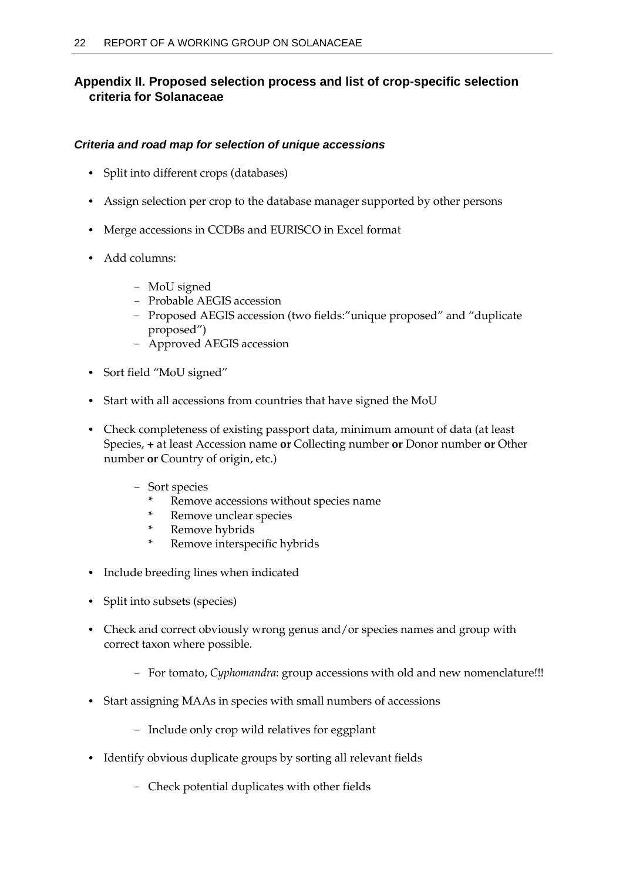## Appendix II. Proposed selection process and list of crop-specific selection criteria for Solanaceae

### *Criteria and road map for selection of unique accessions*

- Split into different crops (databases)
- Assign selection per crop to the database manager supported by other persons
- Merge accessions in CCDBs and EURISCO in Excel format
- Add columns:
  - MoU signed
  - Probable AEGIS accession
  - Proposed AEGIS accession (two fields:"unique proposed" and "duplicate proposed")
  - Approved AEGIS accession
- Sort field "MoU signed"
- Start with all accessions from countries that have signed the MoU
- Check completeness of existing passport data, minimum amount of data (at least Species, **+** at least Accession name **or** Collecting number **or** Donor number **or** Other number **or** Country of origin, etc.)
  - Sort species
    - * Remove accessions without species name
    - * Remove unclear species
    - * Remove hybrids
    - * Remove interspecific hybrids
- Include breeding lines when indicated
- Split into subsets (species)
- Check and correct obviously wrong genus and/or species names and group with correct taxon where possible.
  - For tomato, *Cyphomandra*: group accessions with old and new nomenclature!!!
- Start assigning MAAs in species with small numbers of accessions
  - Include only crop wild relatives for eggplant
- Identify obvious duplicate groups by sorting all relevant fields
  - Check potential duplicates with other fields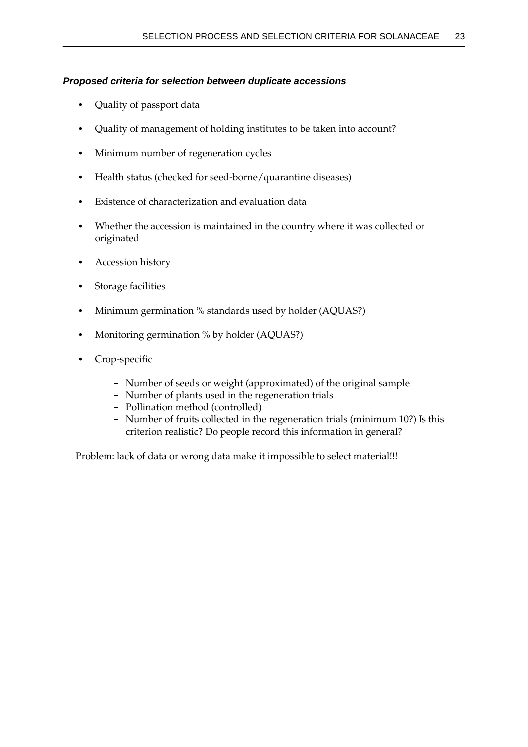### *Proposed criteria for selection between duplicate accessions*

- Quality of passport data
- Quality of management of holding institutes to be taken into account?
- Minimum number of regeneration cycles
- Health status (checked for seed-borne/quarantine diseases)
- Existence of characterization and evaluation data
- Whether the accession is maintained in the country where it was collected or originated
- Accession history
- Storage facilities
- Minimum germination % standards used by holder (AQUAS?)
- Monitoring germination % by holder (AQUAS?)
- Crop-specific
  - Number of seeds or weight (approximated) of the original sample
  - Number of plants used in the regeneration trials
  - Pollination method (controlled)
  - Number of fruits collected in the regeneration trials (minimum 10?) Is this criterion realistic? Do people record this information in general?

Problem: lack of data or wrong data make it impossible to select material!!!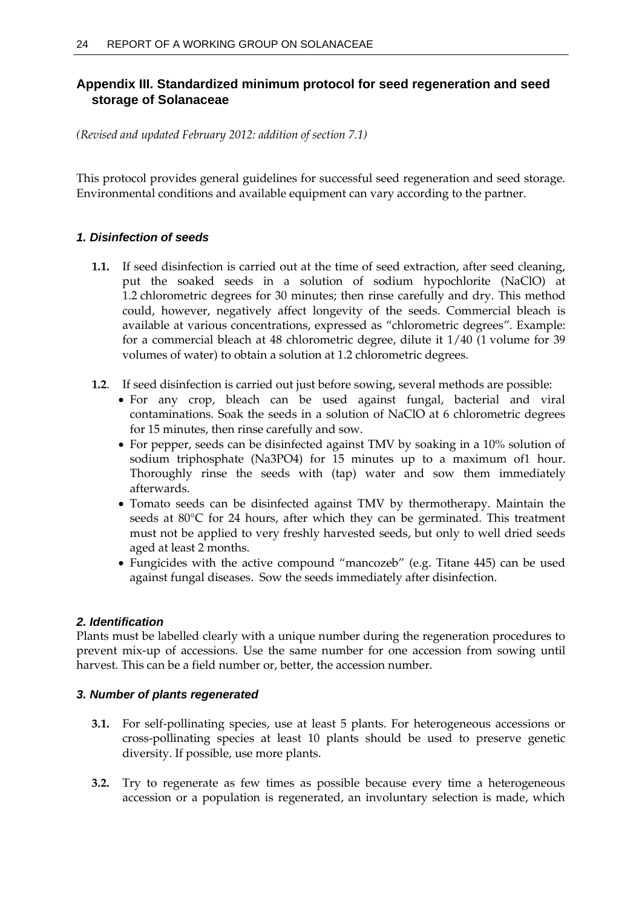## Appendix III. Standardized minimum protocol for seed regeneration and seed storage of Solanaceae

*(Revised and updated February 2012: addition of section 7.1)*

This protocol provides general guidelines for successful seed regeneration and seed storage. Environmental conditions and available equipment can vary according to the partner.

### *1. Disinfection of seeds*

**1.1.** If seed disinfection is carried out at the time of seed extraction, after seed cleaning, put the soaked seeds in a solution of sodium hypochlorite (NaClO) at 1.2 chlorometric degrees for 30 minutes; then rinse carefully and dry. This method could, however, negatively affect longevity of the seeds. Commercial bleach is available at various concentrations, expressed as "chlorometric degrees". Example: for a commercial bleach at 48 chlorometric degree, dilute it 1/40 (1 volume for 39 volumes of water) to obtain a solution at 1.2 chlorometric degrees.

**1.2**. If seed disinfection is carried out just before sowing, several methods are possible:

- For any crop, bleach can be used against fungal, bacterial and viral contaminations. Soak the seeds in a solution of NaClO at 6 chlorometric degrees for 15 minutes, then rinse carefully and sow.
- For pepper, seeds can be disinfected against TMV by soaking in a 10% solution of sodium triphosphate (Na3PO4) for 15 minutes up to a maximum of1 hour. Thoroughly rinse the seeds with (tap) water and sow them immediately afterwards.
- Tomato seeds can be disinfected against TMV by thermotherapy. Maintain the seeds at 80°C for 24 hours, after which they can be germinated. This treatment must not be applied to very freshly harvested seeds, but only to well dried seeds aged at least 2 months.
- Fungicides with the active compound "mancozeb" (e.g. Titane 445) can be used against fungal diseases. Sow the seeds immediately after disinfection.

### *2. Identification*

Plants must be labelled clearly with a unique number during the regeneration procedures to prevent mix-up of accessions. Use the same number for one accession from sowing until harvest. This can be a field number or, better, the accession number.

### *3. Number of plants regenerated*

**3.1.** For self-pollinating species, use at least 5 plants. For heterogeneous accessions or cross-pollinating species at least 10 plants should be used to preserve genetic diversity. If possible, use more plants.

**3.2.** Try to regenerate as few times as possible because every time a heterogeneous accession or a population is regenerated, an involuntary selection is made, which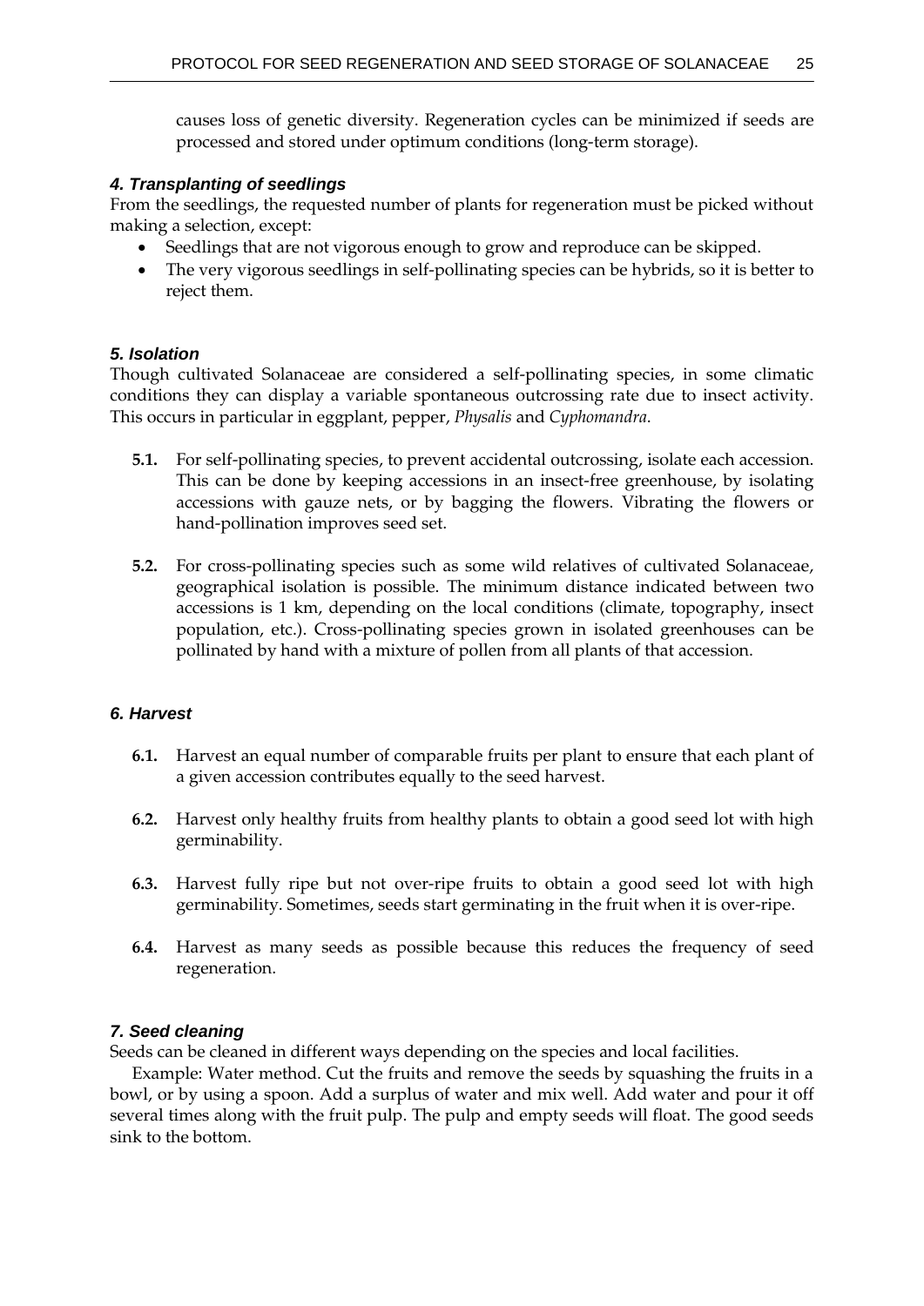causes loss of genetic diversity. Regeneration cycles can be minimized if seeds are processed and stored under optimum conditions (long-term storage).

### *4. Transplanting of seedlings*

From the seedlings, the requested number of plants for regeneration must be picked without making a selection, except:

- Seedlings that are not vigorous enough to grow and reproduce can be skipped.
- The very vigorous seedlings in self-pollinating species can be hybrids, so it is better to reject them.

### *5. Isolation*

Though cultivated Solanaceae are considered a self-pollinating species, in some climatic conditions they can display a variable spontaneous outcrossing rate due to insect activity. This occurs in particular in eggplant, pepper, *Physalis* and *Cyphomandra*.

**5.1.** For self-pollinating species, to prevent accidental outcrossing, isolate each accession. This can be done by keeping accessions in an insect-free greenhouse, by isolating accessions with gauze nets, or by bagging the flowers. Vibrating the flowers or hand-pollination improves seed set.

**5.2.** For cross-pollinating species such as some wild relatives of cultivated Solanaceae, geographical isolation is possible. The minimum distance indicated between two accessions is 1 km, depending on the local conditions (climate, topography, insect population, etc.). Cross-pollinating species grown in isolated greenhouses can be pollinated by hand with a mixture of pollen from all plants of that accession.

### *6. Harvest*

**6.1.** Harvest an equal number of comparable fruits per plant to ensure that each plant of a given accession contributes equally to the seed harvest.

**6.2.** Harvest only healthy fruits from healthy plants to obtain a good seed lot with high germinability.

**6.3.** Harvest fully ripe but not over-ripe fruits to obtain a good seed lot with high germinability. Sometimes, seeds start germinating in the fruit when it is over-ripe.

**6.4.** Harvest as many seeds as possible because this reduces the frequency of seed regeneration.

### *7. Seed cleaning*

Seeds can be cleaned in different ways depending on the species and local facilities.

Example: Water method. Cut the fruits and remove the seeds by squashing the fruits in a bowl, or by using a spoon. Add a surplus of water and mix well. Add water and pour it off several times along with the fruit pulp. The pulp and empty seeds will float. The good seeds sink to the bottom.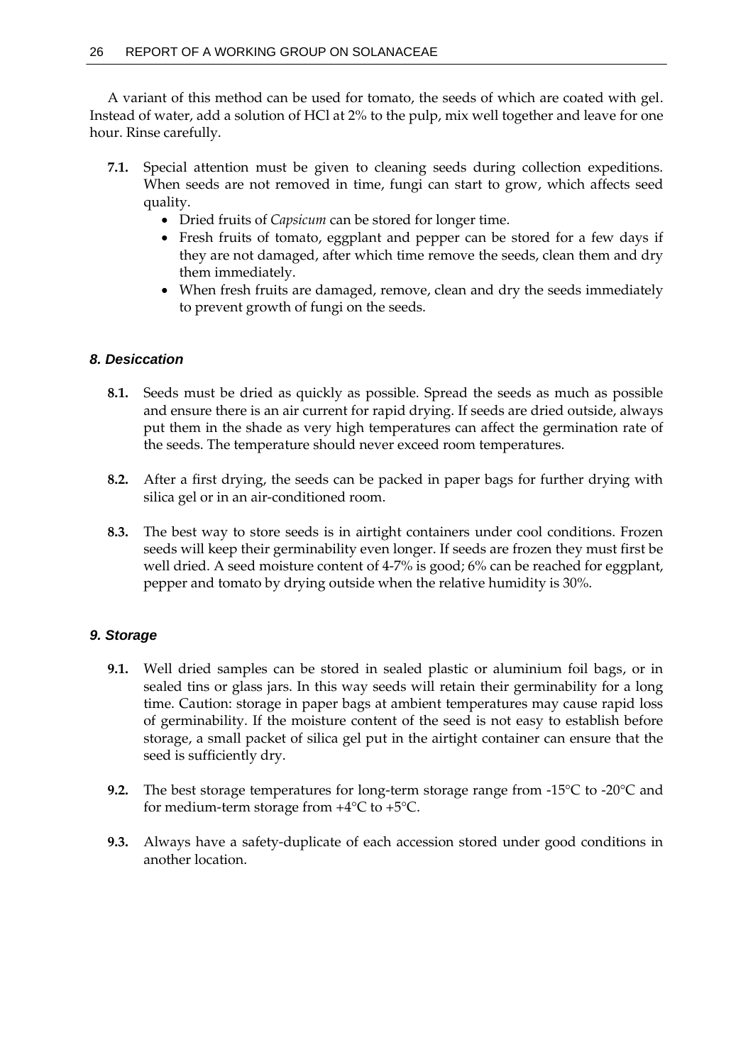A variant of this method can be used for tomato, the seeds of which are coated with gel. Instead of water, add a solution of HCl at 2% to the pulp, mix well together and leave for one hour. Rinse carefully.

**7.1.** Special attention must be given to cleaning seeds during collection expeditions. When seeds are not removed in time, fungi can start to grow, which affects seed quality.

- Dried fruits of *Capsicum* can be stored for longer time.
- Fresh fruits of tomato, eggplant and pepper can be stored for a few days if they are not damaged, after which time remove the seeds, clean them and dry them immediately.
- When fresh fruits are damaged, remove, clean and dry the seeds immediately to prevent growth of fungi on the seeds.

### *8. Desiccation*

**8.1.** Seeds must be dried as quickly as possible. Spread the seeds as much as possible and ensure there is an air current for rapid drying. If seeds are dried outside, always put them in the shade as very high temperatures can affect the germination rate of the seeds. The temperature should never exceed room temperatures.

**8.2.** After a first drying, the seeds can be packed in paper bags for further drying with silica gel or in an air-conditioned room.

**8.3.** The best way to store seeds is in airtight containers under cool conditions. Frozen seeds will keep their germinability even longer. If seeds are frozen they must first be well dried. A seed moisture content of 4-7% is good; 6% can be reached for eggplant, pepper and tomato by drying outside when the relative humidity is 30%.

### *9. Storage*

**9.1.** Well dried samples can be stored in sealed plastic or aluminium foil bags, or in sealed tins or glass jars. In this way seeds will retain their germinability for a long time. Caution: storage in paper bags at ambient temperatures may cause rapid loss of germinability. If the moisture content of the seed is not easy to establish before storage, a small packet of silica gel put in the airtight container can ensure that the seed is sufficiently dry.

**9.2.** The best storage temperatures for long-term storage range from -15°C to -20°C and for medium-term storage from +4°C to +5°C.

**9.3.** Always have a safety-duplicate of each accession stored under good conditions in another location.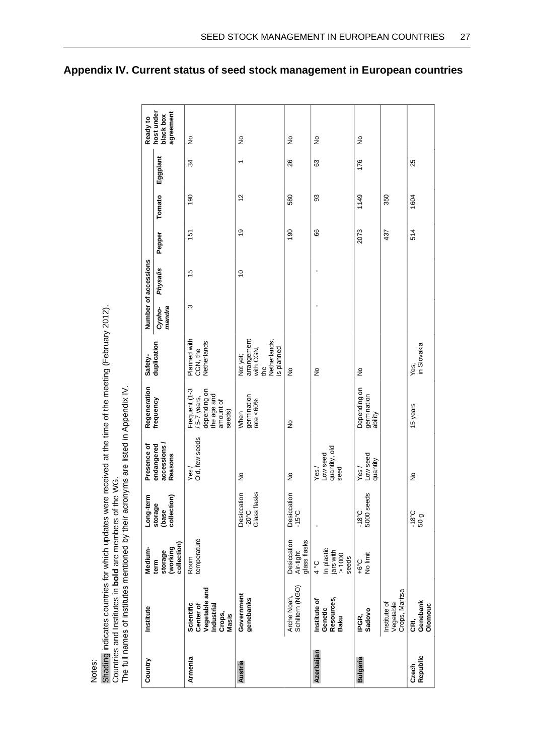# Appendix IV. Current status of seed stock management in European countries

Notes:

Shading indicates countries for which updates were received at the time of the meeting (February 2012).
Countries and Institutes in **bold** are members of the WG.
The full names of institutes mentioned by their acronyms are listed in Appendix IV.

| Country | Institute | Medium-term storage (working collection) | Long-term storage (base collection) | Presence of endangered accessions / Reasons | Regeneration frequency | Safety-duplication | Number of accessions | | | | | Ready to host under black box agreement |
|---|---|---|---|---|---|---|---|---|---|---|---|---|
| | | | | | | | *Cyphomandra* | *Physalis* | Pepper | Tomato | Eggplant | |
| **Armenia** | **Scientific Center of Vegetable and Industrial Crops, Masis** | Room temperature | | Yes / Old, few seeds | Frequent (1-3 / 5-7 years, depending on the age and amount of seeds) | Planned with CGN, the Netherlands | 3 | 15 | 151 | 190 | 34 | No |
| **Austria** | **Government genebanks** | | Desiccation -20°C Glass flasks | No | When germination rate <60% | Not yet; arrangement with CGN, the Netherlands, is planned | | 10 | 19 | 12 | 1 | No |
| | Arche Noah, Schiltern (NGO) | Desiccation Air-tight glass flasks | Desiccation -15°C | No | No | No | | | 190 | 580 | 26 | No |
| **Azerbaijan** | **Institute of Genetic Resources, Baku** | 4 °C In plastic jars with ≥1000 seeds | - | Yes / Low seed quantity, old seed | | No | - | - | 66 | 93 | 63 | No |
| **Bulgaria** | **IPGR, Sadovo** | +6°C No limit | -18°C 5000 seeds | Yes / Low seed quantity | Depending on germination ability | No | | | 2073 | 1149 | 176 | No |
| | Institute of Vegetable Crops, Maritsa | | | | | | | | 437 | 350 | | |
| **Czech Republic** | **CRI, Genebank Olomouc** | | -18°C 50 g | No | 15 years | Yes, in Slovakia | | | 514 | 1604 | 25 | |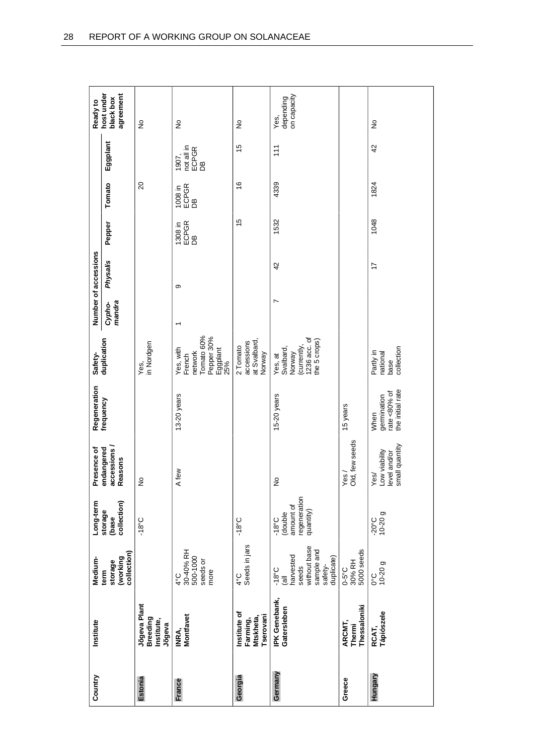| Country | Institute | Medium-term storage (working collection) | Long-term storage (base collection) | Presence of endangered accessions / Reasons | Regeneration frequency | Safety-duplication | Number of accessions | | | | | Ready to host under black box agreement |
|---|---|---|---|---|---|---|---|---|---|---|---|---|
| | | | | | | | *Cyphomandra* | *Physalis* | Pepper | Tomato | Eggplant | |
| **Estonia** | **Jõgeva Plant Breeding Institute, Jõgeva** | | -18°C | No | | Yes, in Nordgen | | | | 20 | | No |
| **France** | **INRA, Montfavet** | 4°C 30-40% RH 500-1000 seeds or more | | A few | 13-20 years | Yes, with French network Tomato 60% Pepper 30% Eggplant 25% | 1 | 9 | 1308 in ECPGR DB | 1008 in ECPGR DB | 1907, not all in ECPGR DB | No |
| **Georgia** | **Institute of Farming, Mtskheta, Tserovani** | 4°C Seeds in jars | -18°C | | | 2 Tomato accessions at Svalbard, Norway | | | 15 | 16 | 15 | No |
| **Germany** | **IPK Genebank, Gatersleben** | -18°C (all harvested seeds without base sample and safety-duplicate) | -18°C (double amount of regeneration quantity) | No | 15-20 years | Yes, at Svalbard, Norway (currently, 1236 acc. of the 5 crops) | 7 | 42 | 1532 | 4339 | 111 | Yes, depending on capacity |
| **Greece** | **ARCMT, Thermi Thessaloniki** | 0-5°C 30% RH 5000 seeds | | Yes / Old, few seeds | 15 years | | | | | | | |
| **Hungary** | **RCAT, Tápiószele** | 0°C 10-20 g | -20°C 10-20 g | Yes/ Low viability level and/or small quantity | When germination rate <80% of the initial rate | Partly in national base collection | | 17 | 1048 | 1824 | 42 | No |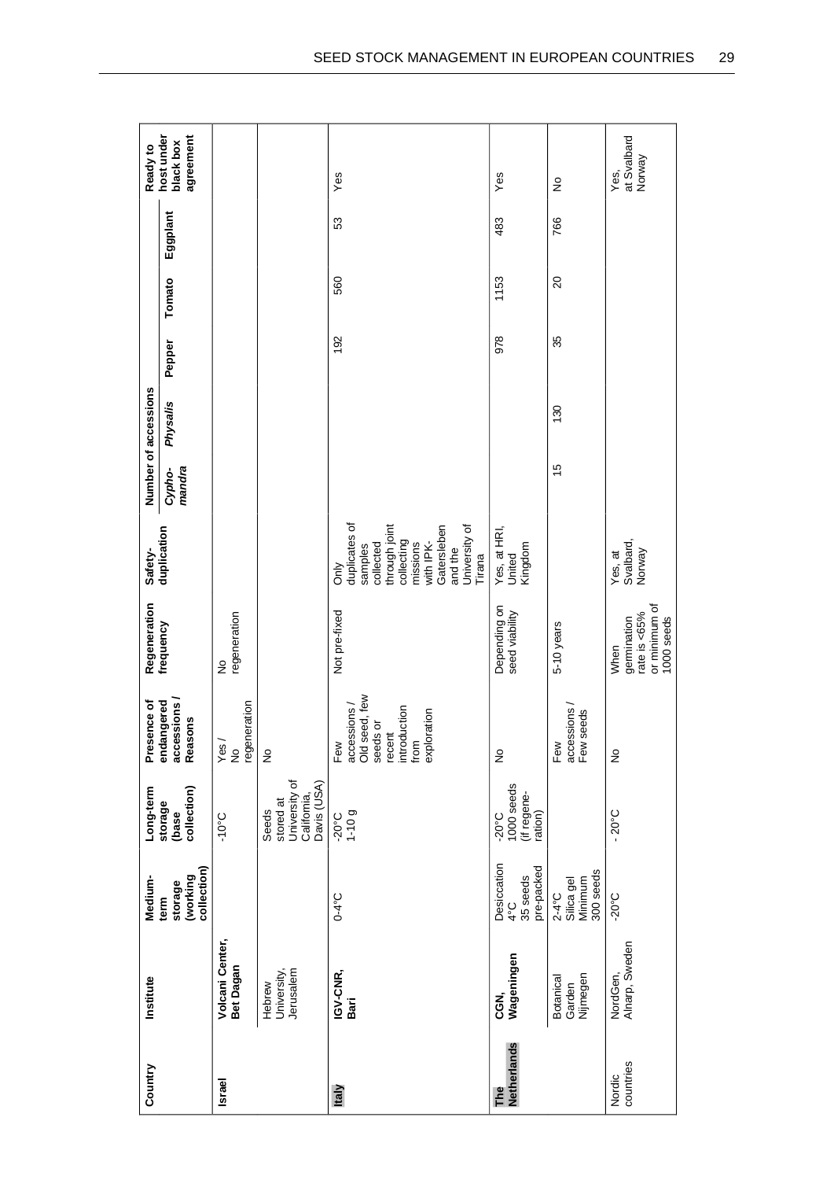| Country | Institute | Medium-term storage (working collection) | Long-term storage (base collection) | Presence of endangered accessions / Reasons | Regeneration frequency | Safety-duplication | Number of accessions | | | | | | Ready to host under black box agreement |
|---|---|---|---|---|---|---|---|---|---|---|---|---|---|
| | | | | | | | *Cypho-mandra* | *Physalis* | Pepper | Tomato | Eggplant | | |
| **Israel** | **Volcani Center, Bet Dagan** | | -10°C | Yes / No regeneration | No regeneration | | | | | | | | |
| | Hebrew University, Jerusalem | | Seeds stored at University of California, Davis (USA) | No | | | | | | | | | |
| **Italy** | **IGV-CNR, Bari** | 0-4°C | -20°C 1-10 g | Few accessions / Old seed, few seeds or recent introduction from exploration | Not pre-fixed | Only duplicates of samples collected through joint collecting missions with IPK-Gatersleben and the University of Tirana | | | 192 | 560 | 53 | | Yes |
| **The Netherlands** | **CGN, Wageningen** | Desiccation 4°C 35 seeds pre-packed | -20°C 1000 seeds (if regeneration) | No | Depending on seed viability | Yes, at HRI, United Kingdom | | | 978 | 1153 | 483 | | Yes |
| | Botanical Garden Nijmegen | 2-4°C Silica gel Minimum 300 seeds | | Few accessions / Few seeds | 5-10 years | | 15 | 130 | 35 | 20 | 766 | | No |
| Nordic countries | NordGen, Alnarp, Sweden | -20°C | - 20°C | No | When germination rate is <65% or minimum of 1000 seeds | Yes, at Svalbard, Norway | | | | | | | Yes, at Svalbard Norway |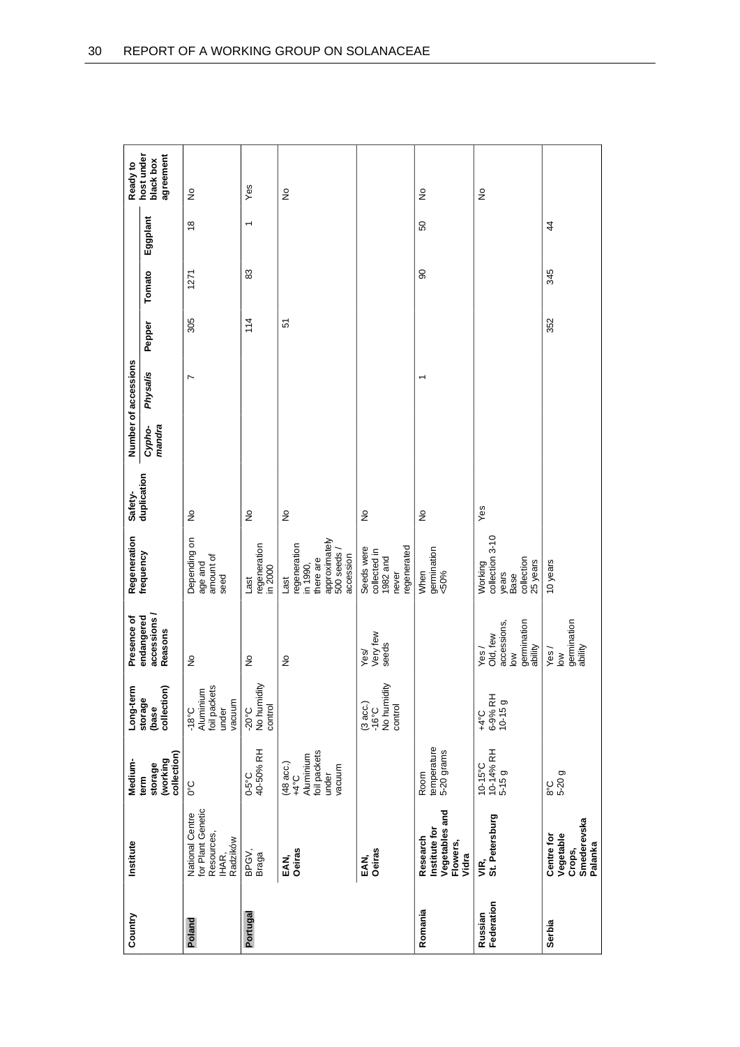| Country | Institute | Medium-term storage (working collection) | Long-term storage (base collection) | Presence of endangered accessions / Reasons | Regeneration frequency | Safety-duplication | Number of accessions | | | | | Ready to host under black box agreement |
|---|---|---|---|---|---|---|---|---|---|---|---|---|
| | | | | | | | *Cypho-mandra* | *Physalis* | Pepper | Tomato | Eggplant | |
| **Poland** | National Centre for Plant Genetic Resources, IHAR, Radzików | 0°C | -18°C Aluminium foil packets under vacuum | No | Depending on age and amount of seed | No | | 7 | 305 | 1271 | 18 | No |
| **Portugal** | BPGV, Braga | 0-5°C 40-50% RH | -20°C No humidity control | No | Last regeneration in 2000 | No | | | 114 | 83 | 1 | Yes |
| | **EAN, Oeiras** | (48 acc.) +4°C Aluminium foil packets under vacuum | | No | Last regeneration in 1990, there are approximately 500 seeds / accession | No | | | 51 | | | No |
| | **EAN, Oeiras** | | (3 acc.) -16°C No humidity control | Yes/ Very few seeds | Seeds were collected in 1982 and never regenerated | No | | | | | | |
| **Romania** | **Research Institute for Vegetables and Flowers, Vidra** | Room temperature 5-20 grams | | | When germination <50% | No | | 1 | | 90 | 50 | No |
| **Russian Federation** | **VIR, St. Petersburg** | 10-15°C 10-14% RH 5-15 g | +4°C 6-9% RH 10-15 g | Yes / Old, few accessions, low germination ability | Working collection 3-10 years Base collection 25 years | Yes | | | | | | No |
| **Serbia** | **Centre for Vegetable Crops, Smederevska Palanka** | 8°C 5-20 g | | Yes / low germination ability | 10 years | | | | 352 | 345 | 44 | |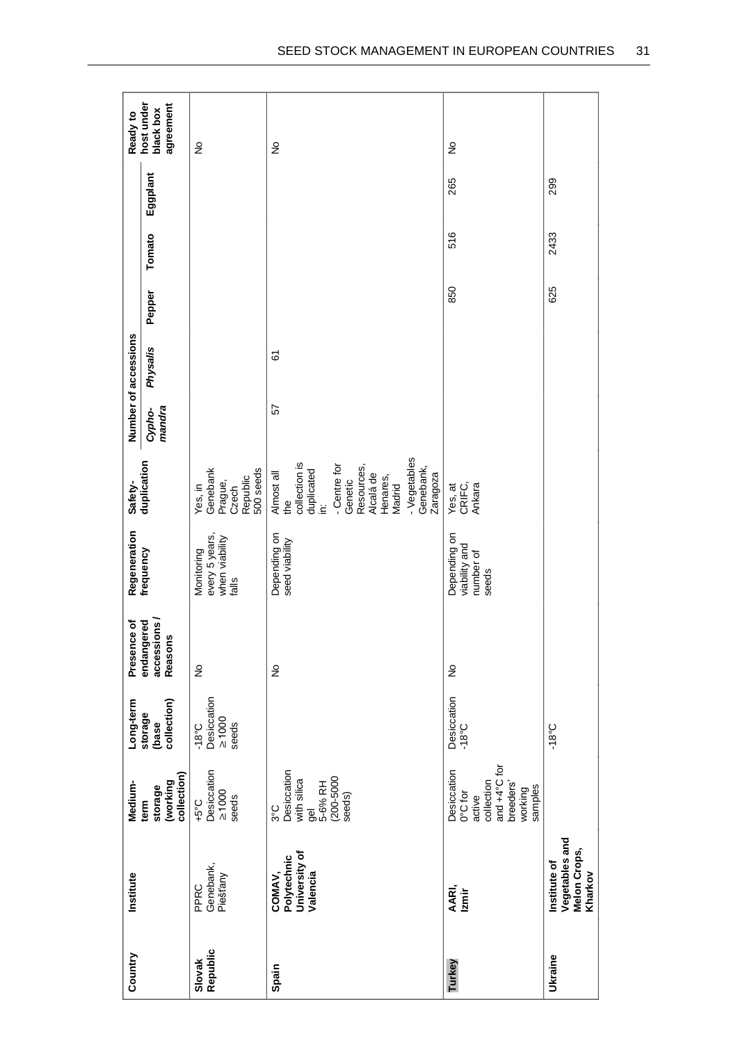| Country | Institute | Medium-term storage (working collection) | Long-term storage (base collection) | Presence of endangered accessions / Reasons | Regeneration frequency | Safety-duplication | Number of accessions | | | | | Ready to host under black box agreement |
|---|---|---|---|---|---|---|---|---|---|---|---|---|
| | | | | | | | *Cypho-mandra* | *Physalis* | Pepper | Tomato | Eggplant | |
| **Slovak Republic** | PPRC Genebank, Piešťany | +5°C Desiccation ≥1000 seeds | -18°C Desiccation ≥1000 seeds | No | Monitoring every 5 years, when viability falls | Yes, in Genebank Prague, Czech Republic 500 seeds | | | | | | No |
| **Spain** | **COMAV, Polytechnic University of Valencia** | 3°C Desiccation with silica gel 5-6% RH (200-5000 seeds) | | No | Depending on seed viability | Almost all the collection is duplicated in: - Centre for Genetic Resources, Alcalá de Henares, Madrid - Vegetables Genebank, Zaragoza | 57 | 61 | | | | No |
| **Turkey** | **AARI, Izmir** | Desiccation 0°C for active collection and +4°C for breeders' working samples | Desiccation -18°C | No | Depending on viability and number of seeds | Yes, at CRIFC, Ankara | | | 850 | 516 | 265 | No |
| **Ukraine** | **Institute of Vegetables and Melon Crops, Kharkov** | | -18°C | | | | | | 625 | 2433 | 299 | |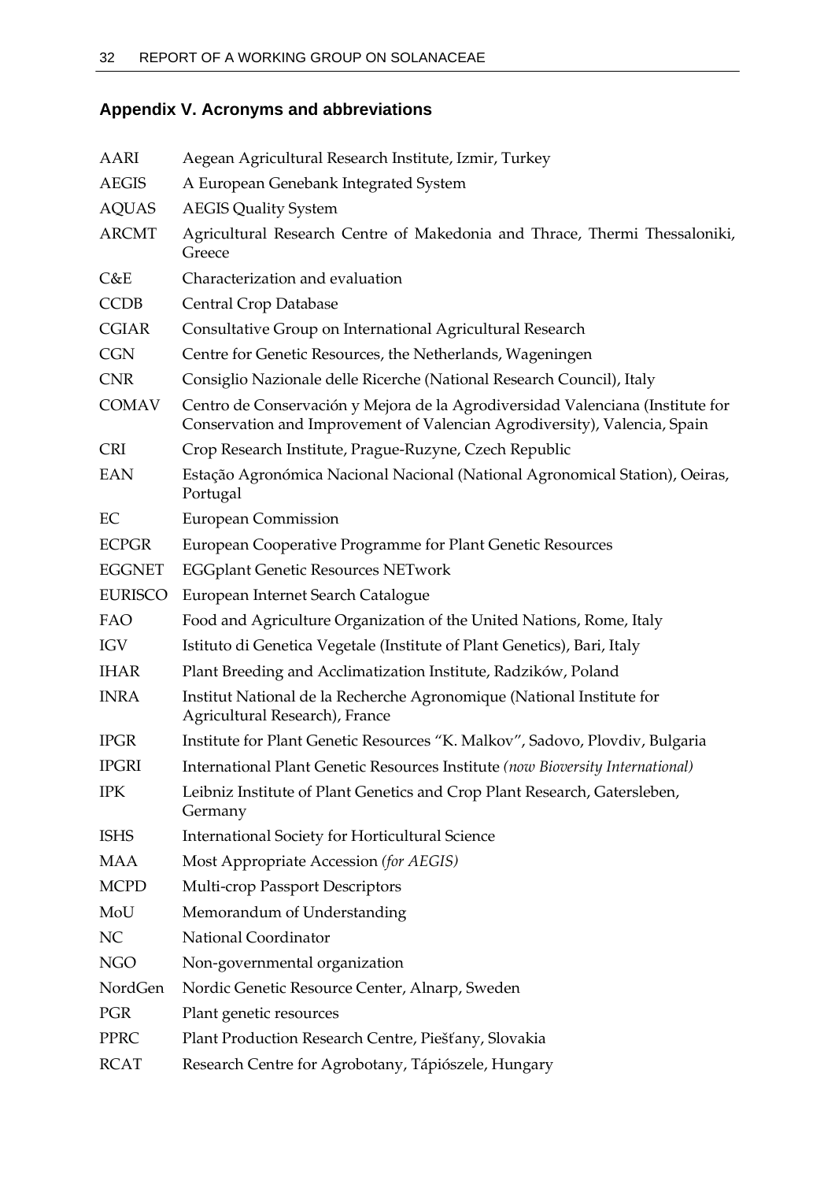## Appendix V. Acronyms and abbreviations

| | |
|---|---|
| AARI | Aegean Agricultural Research Institute, Izmir, Turkey |
| AEGIS | A European Genebank Integrated System |
| AQUAS | AEGIS Quality System |
| ARCMT | Agricultural Research Centre of Makedonia and Thrace, Thermi Thessaloniki, Greece |
| C&E | Characterization and evaluation |
| CCDB | Central Crop Database |
| CGIAR | Consultative Group on International Agricultural Research |
| CGN | Centre for Genetic Resources, the Netherlands, Wageningen |
| CNR | Consiglio Nazionale delle Ricerche (National Research Council), Italy |
| COMAV | Centro de Conservación y Mejora de la Agrodiversidad Valenciana (Institute for Conservation and Improvement of Valencian Agrodiversity), Valencia, Spain |
| CRI | Crop Research Institute, Prague-Ruzyne, Czech Republic |
| EAN | Estação Agronómica Nacional Nacional (National Agronomical Station), Oeiras, Portugal |
| EC | European Commission |
| ECPGR | European Cooperative Programme for Plant Genetic Resources |
| EGGNET | EGGplant Genetic Resources NETwork |
| EURISCO | European Internet Search Catalogue |
| FAO | Food and Agriculture Organization of the United Nations, Rome, Italy |
| IGV | Istituto di Genetica Vegetale (Institute of Plant Genetics), Bari, Italy |
| IHAR | Plant Breeding and Acclimatization Institute, Radzików, Poland |
| INRA | Institut National de la Recherche Agronomique (National Institute for Agricultural Research), France |
| IPGR | Institute for Plant Genetic Resources "K. Malkov", Sadovo, Plovdiv, Bulgaria |
| IPGRI | International Plant Genetic Resources Institute *(now Bioversity International)* |
| IPK | Leibniz Institute of Plant Genetics and Crop Plant Research, Gatersleben, Germany |
| ISHS | International Society for Horticultural Science |
| MAA | Most Appropriate Accession *(for AEGIS)* |
| MCPD | Multi-crop Passport Descriptors |
| MoU | Memorandum of Understanding |
| NC | National Coordinator |
| NGO | Non-governmental organization |
| NordGen | Nordic Genetic Resource Center, Alnarp, Sweden |
| PGR | Plant genetic resources |
| PPRC | Plant Production Research Centre, Piešťany, Slovakia |
| RCAT | Research Centre for Agrobotany, Tápiószele, Hungary |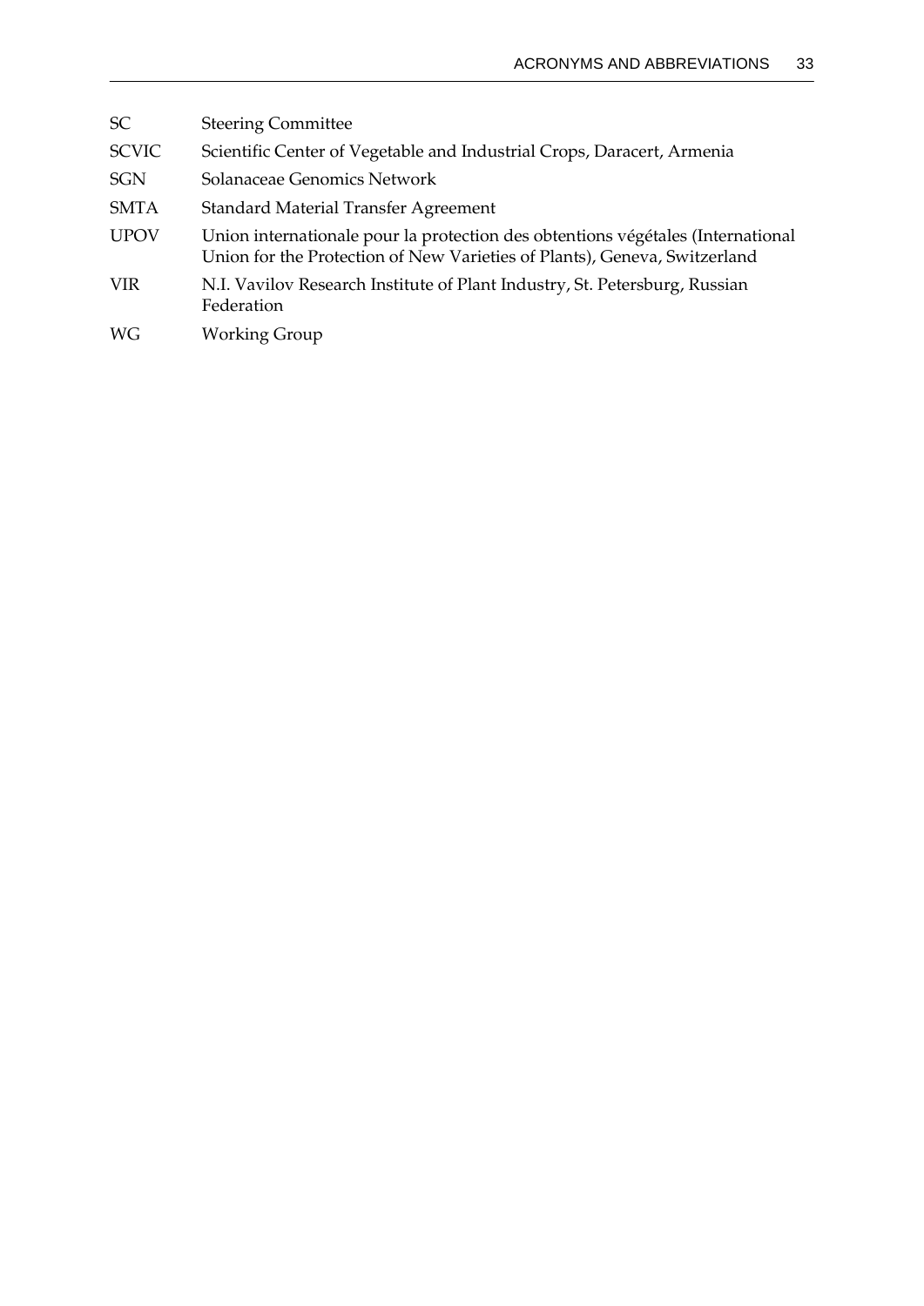| | |
|---|---|
| SC | Steering Committee |
| SCVIC | Scientific Center of Vegetable and Industrial Crops, Daracert, Armenia |
| SGN | Solanaceae Genomics Network |
| SMTA | Standard Material Transfer Agreement |
| UPOV | Union internationale pour la protection des obtentions végétales (International Union for the Protection of New Varieties of Plants), Geneva, Switzerland |
| VIR | N.I. Vavilov Research Institute of Plant Industry, St. Petersburg, Russian Federation |
| WG | Working Group |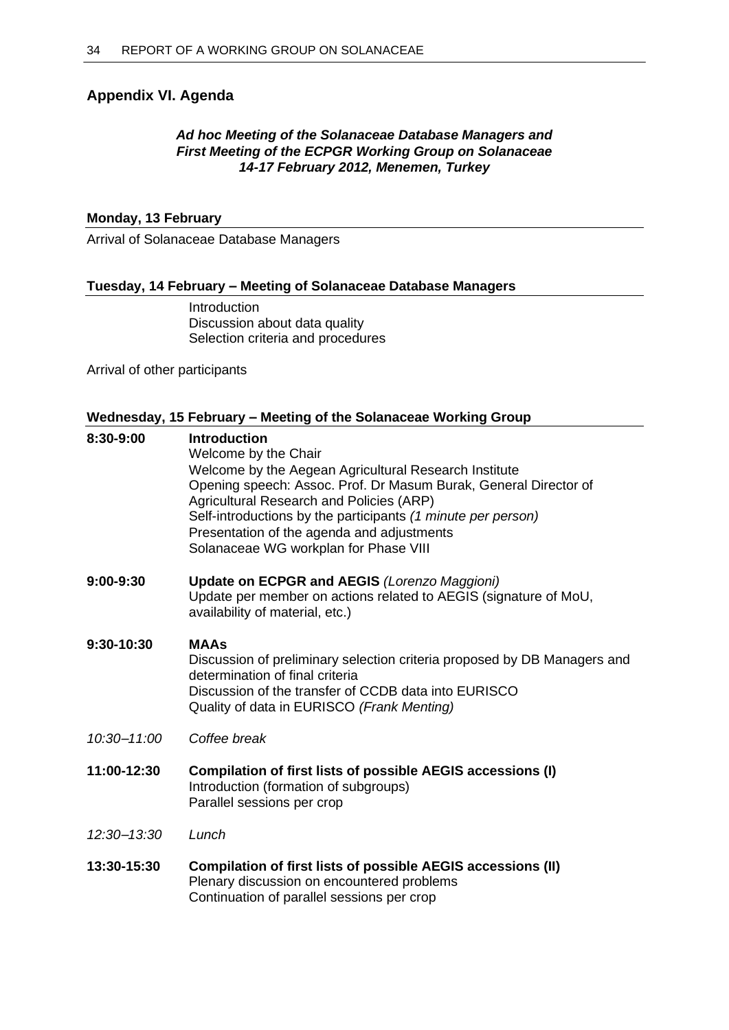## Appendix VI. Agenda

***Ad hoc Meeting of the Solanaceae Database Managers and First Meeting of the ECPGR Working Group on Solanaceae 14-17 February 2012, Menemen, Turkey***

**Monday, 13 February**

Arrival of Solanaceae Database Managers

**Tuesday, 14 February – Meeting of Solanaceae Database Managers**

Introduction
Discussion about data quality
Selection criteria and procedures

Arrival of other participants

**Wednesday, 15 February – Meeting of the Solanaceae Working Group**

**8:30-9:00** **Introduction**
Welcome by the Chair
Welcome by the Aegean Agricultural Research Institute
Opening speech: Assoc. Prof. Dr Masum Burak, General Director of Agricultural Research and Policies (ARP)
Self-introductions by the participants *(1 minute per person)*
Presentation of the agenda and adjustments
Solanaceae WG workplan for Phase VIII

**9:00-9:30** **Update on ECPGR and AEGIS** *(Lorenzo Maggioni)*
Update per member on actions related to AEGIS (signature of MoU, availability of material, etc.)

**9:30-10:30** **MAAs**
Discussion of preliminary selection criteria proposed by DB Managers and determination of final criteria
Discussion of the transfer of CCDB data into EURISCO
Quality of data in EURISCO *(Frank Menting)*

*10:30–11:00* *Coffee break*

**11:00-12:30** **Compilation of first lists of possible AEGIS accessions (I)**
Introduction (formation of subgroups)
Parallel sessions per crop

*12:30–13:30* *Lunch*

**13:30-15:30** **Compilation of first lists of possible AEGIS accessions (II)**
Plenary discussion on encountered problems
Continuation of parallel sessions per crop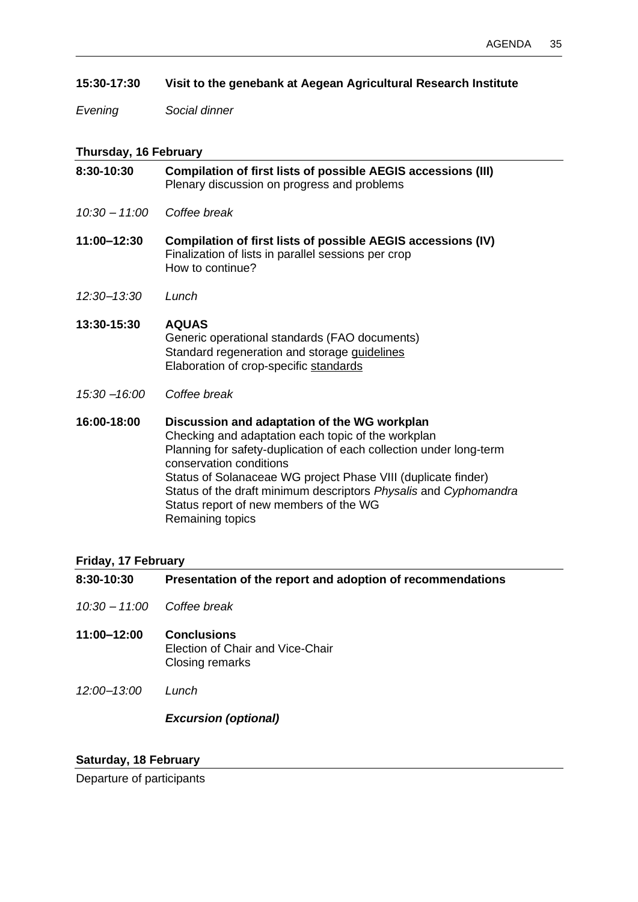**15:30-17:30 Visit to the genebank at Aegean Agricultural Research Institute**

*Evening Social dinner*

### Thursday, 16 February

**8:30-10:30 Compilation of first lists of possible AEGIS accessions (III)**
Plenary discussion on progress and problems

*10:30 – 11:00 Coffee break*

**11:00–12:30 Compilation of first lists of possible AEGIS accessions (IV)**
Finalization of lists in parallel sessions per crop
How to continue?

*12:30–13:30 Lunch*

**13:30-15:30 AQUAS**
Generic operational standards (FAO documents)
Standard regeneration and storage guidelines
Elaboration of crop-specific standards

*15:30 –16:00 Coffee break*

**16:00-18:00 Discussion and adaptation of the WG workplan**
Checking and adaptation each topic of the workplan
Planning for safety-duplication of each collection under long-term conservation conditions
Status of Solanaceae WG project Phase VIII (duplicate finder)
Status of the draft minimum descriptors *Physalis* and *Cyphomandra*
Status report of new members of the WG
Remaining topics

### Friday, 17 February

**8:30-10:30 Presentation of the report and adoption of recommendations**

*10:30 – 11:00 Coffee break*

**11:00–12:00 Conclusions**
Election of Chair and Vice-Chair
Closing remarks

*12:00–13:00 Lunch*

***Excursion (optional)***

### Saturday, 18 February

Departure of participants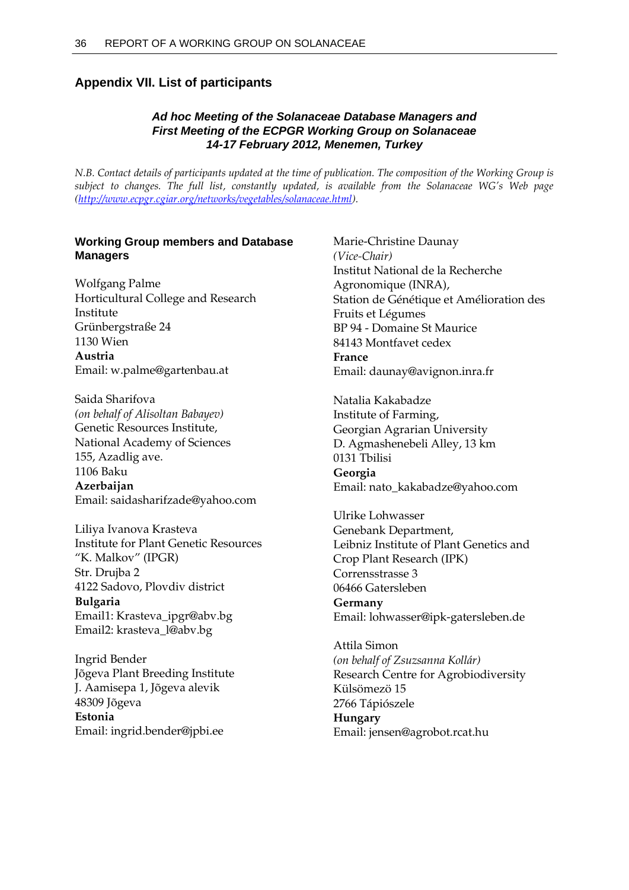## Appendix VII. List of participants

***Ad hoc Meeting of the Solanaceae Database Managers and First Meeting of the ECPGR Working Group on Solanaceae 14-17 February 2012, Menemen, Turkey***

*N.B. Contact details of participants updated at the time of publication. The composition of the Working Group is subject to changes. The full list, constantly updated, is available from the Solanaceae WG's Web page ([http://www.ecpgr.cgiar.org/networks/vegetables/solanaceae.html](http://www.ecpgr.cgiar.org/networks/vegetables/solanaceae.html)).*

### Working Group members and Database Managers

Wolfgang Palme
Horticultural College and Research Institute
Grünbergstraße 24
1130 Wien
**Austria**
Email: w.palme@gartenbau.at

Saida Sharifova
*(on behalf of Alisoltan Babayev)*
Genetic Resources Institute,
National Academy of Sciences
155, Azadlig ave.
1106 Baku
**Azerbaijan**
Email: saidasharifzade@yahoo.com

Liliya Ivanova Krasteva
Institute for Plant Genetic Resources "K. Malkov" (IPGR)
Str. Drujba 2
4122 Sadovo, Plovdiv district
**Bulgaria**
Email1: Krasteva_ipgr@abv.bg
Email2: krasteva_l@abv.bg

Ingrid Bender
Jõgeva Plant Breeding Institute
J. Aamisepa 1, Jõgeva alevik
48309 Jõgeva
**Estonia**
Email: ingrid.bender@jpbi.ee

Marie-Christine Daunay
*(Vice-Chair)*
Institut National de la Recherche Agronomique (INRA),
Station de Génétique et Amélioration des Fruits et Légumes
BP 94 - Domaine St Maurice
84143 Montfavet cedex
**France**
Email: daunay@avignon.inra.fr

Natalia Kakabadze
Institute of Farming,
Georgian Agrarian University
D. Agmashenebeli Alley, 13 km
0131 Tbilisi
**Georgia**
Email: nato_kakabadze@yahoo.com

Ulrike Lohwasser
Genebank Department,
Leibniz Institute of Plant Genetics and Crop Plant Research (IPK)
Corrensstrasse 3
06466 Gatersleben
**Germany**
Email: lohwasser@ipk-gatersleben.de

Attila Simon
*(on behalf of Zsuzsanna Kollár)*
Research Centre for Agrobiodiversity
Külsömező 15
2766 Tápiószele
**Hungary**
Email: jensen@agrobot.rcat.hu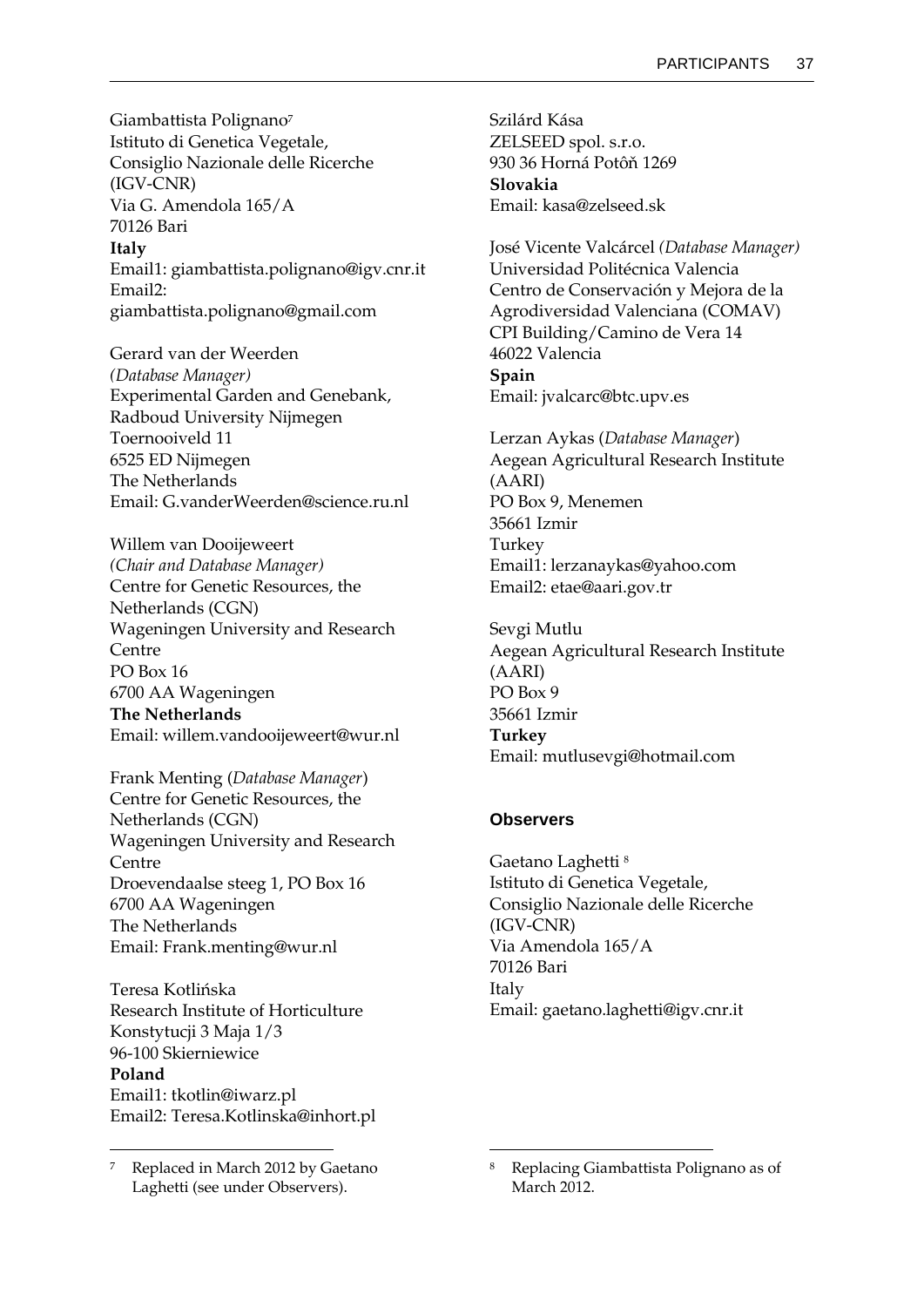Giambattista Polignano[7]
Istituto di Genetica Vegetale,
Consiglio Nazionale delle Ricerche
(IGV-CNR)
Via G. Amendola 165/A
70126 Bari
**Italy**
Email1: giambattista.polignano@igv.cnr.it
Email2:
giambattista.polignano@gmail.com

Gerard van der Weerden
*(Database Manager)*
Experimental Garden and Genebank,
Radboud University Nijmegen
Toernooiveld 11
6525 ED Nijmegen
The Netherlands
Email: G.vanderWeerden@science.ru.nl

Willem van Dooijeweert
*(Chair and Database Manager)*
Centre for Genetic Resources, the
Netherlands (CGN)
Wageningen University and Research
Centre
PO Box 16
6700 AA Wageningen
**The Netherlands**
Email: willem.vandooijeweert@wur.nl

Frank Menting (*Database Manager*)
Centre for Genetic Resources, the
Netherlands (CGN)
Wageningen University and Research
Centre
Droevendaalse steeg 1, PO Box 16
6700 AA Wageningen
The Netherlands
Email: Frank.menting@wur.nl

Teresa Kotlińska
Research Institute of Horticulture
Konstytucji 3 Maja 1/3
96-100 Skierniewice
**Poland**
Email1: tkotlin@iwarz.pl
Email2: Teresa.Kotlinska@inhort.pl

Szilárd Kása
ZELSEED spol. s.r.o.
930 36 Horná Potôň 1269
**Slovakia**
Email: kasa@zelseed.sk

José Vicente Valcárcel *(Database Manager)*
Universidad Politécnica Valencia
Centro de Conservación y Mejora de la
Agrodiversidad Valenciana (COMAV)
CPI Building/Camino de Vera 14
46022 Valencia
**Spain**
Email: jvalcarc@btc.upv.es

Lerzan Aykas (*Database Manager*)
Aegean Agricultural Research Institute
(AARI)
PO Box 9, Menemen
35661 Izmir
Turkey
Email1: lerzanaykas@yahoo.com
Email2: etae@aari.gov.tr

Sevgi Mutlu
Aegean Agricultural Research Institute
(AARI)
PO Box 9
35661 Izmir
**Turkey**
Email: mutlusevgi@hotmail.com

### Observers

Gaetano Laghetti [8]
Istituto di Genetica Vegetale,
Consiglio Nazionale delle Ricerche
(IGV-CNR)
Via Amendola 165/A
70126 Bari
Italy
Email: gaetano.laghetti@igv.cnr.it

---

[7] Replaced in March 2012 by Gaetano Laghetti (see under Observers).

[8] Replacing Giambattista Polignano as of March 2012.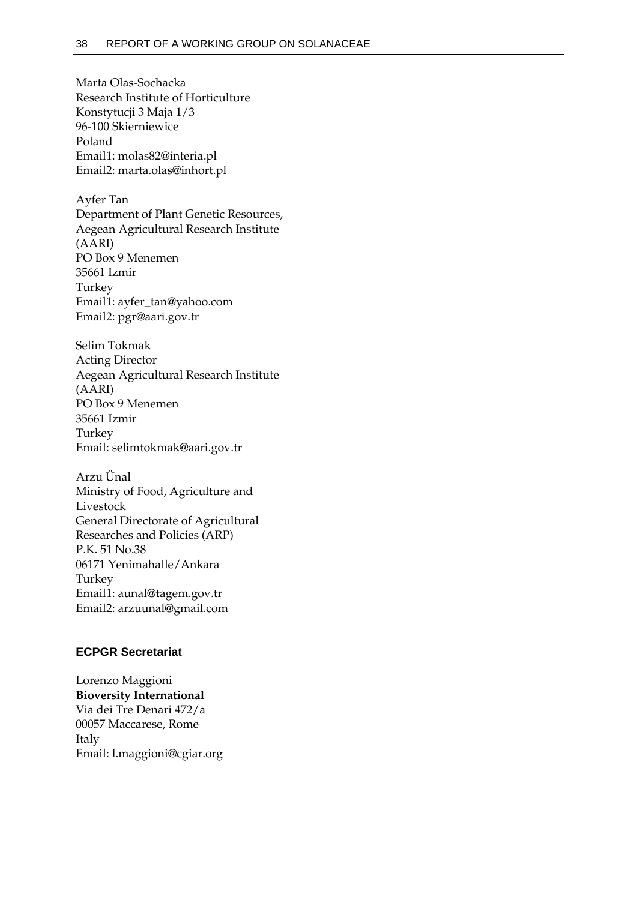Marta Olas-Sochacka
Research Institute of Horticulture
Konstytucji 3 Maja 1/3
96-100 Skierniewice
Poland
Email1: molas82@interia.pl
Email2: marta.olas@inhort.pl

Ayfer Tan
Department of Plant Genetic Resources,
Aegean Agricultural Research Institute
(AARI)
PO Box 9 Menemen
35661 Izmir
Turkey
Email1: ayfer_tan@yahoo.com
Email2: pgr@aari.gov.tr

Selim Tokmak
Acting Director
Aegean Agricultural Research Institute
(AARI)
PO Box 9 Menemen
35661 Izmir
Turkey
Email: selimtokmak@aari.gov.tr

Arzu Ünal
Ministry of Food, Agriculture and
Livestock
General Directorate of Agricultural
Researches and Policies (ARP)
P.K. 51 No.38
06171 Yenimahalle/Ankara
Turkey
Email1: aunal@tagem.gov.tr
Email2: arzuunal@gmail.com

### ECPGR Secretariat

Lorenzo Maggioni
**Bioversity International**
Via dei Tre Denari 472/a
00057 Maccarese, Rome
Italy
Email: l.maggioni@cgiar.org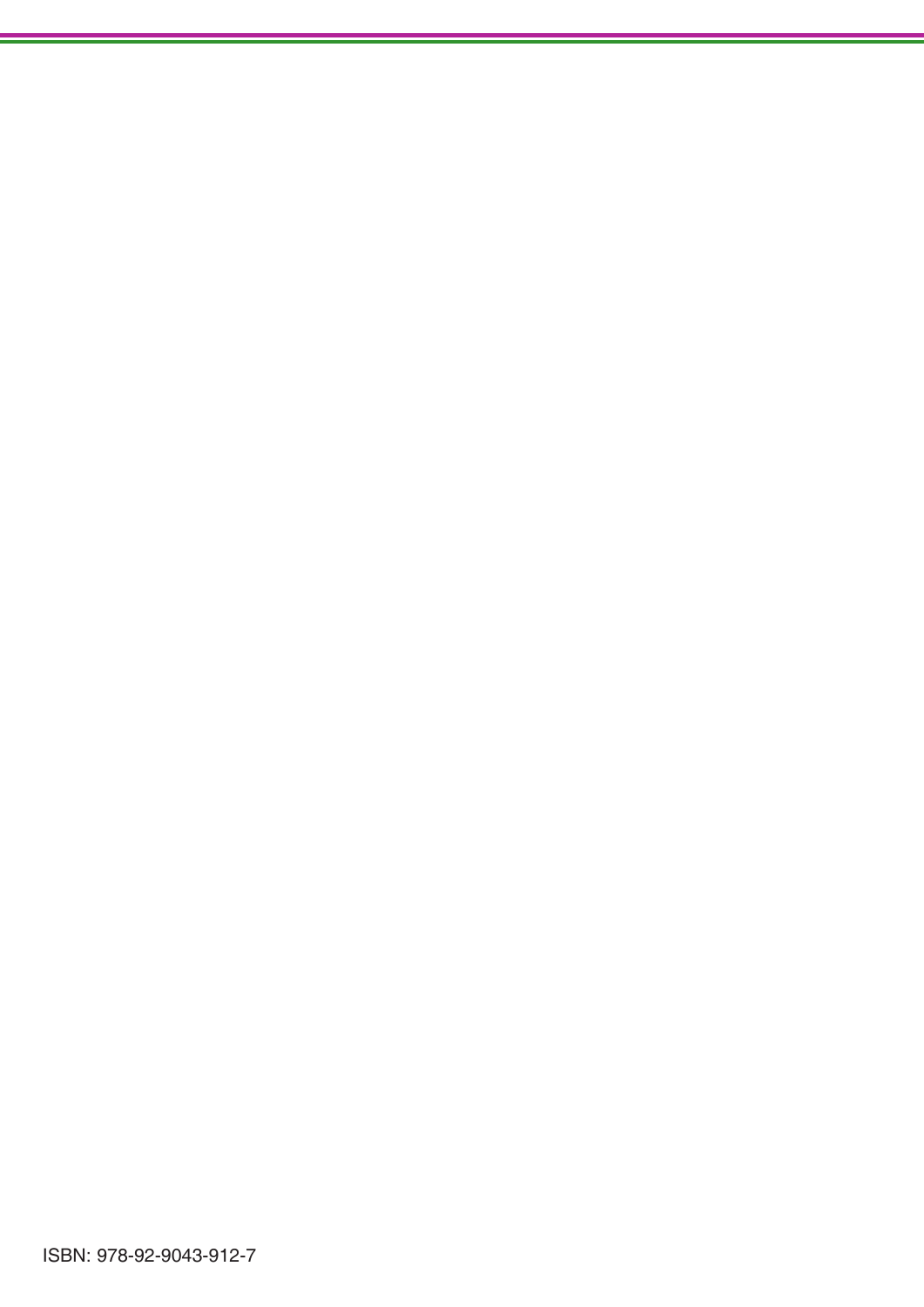ISBN: 978-92-9043-912-7